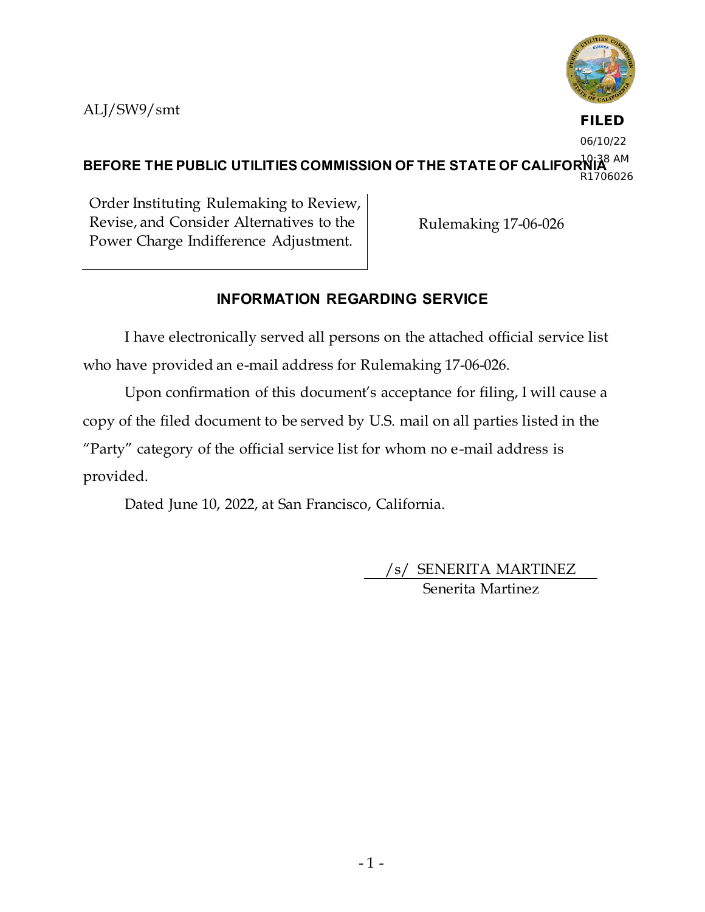ALJ/SW9/smt

**FILED**
06/10/22
10:38 AM
R1706026

**BEFORE THE PUBLIC UTILITIES COMMISSION OF THE STATE OF CALIFORNIA**

| Order Instituting Rulemaking to Review, Revise, and Consider Alternatives to the Power Charge Indifference Adjustment. | Rulemaking 17-06-026 |
|---|---|

## INFORMATION REGARDING SERVICE

I have electronically served all persons on the attached official service list who have provided an e-mail address for Rulemaking 17-06-026.

Upon confirmation of this document's acceptance for filing, I will cause a copy of the filed document to be served by U.S. mail on all parties listed in the "Party" category of the official service list for whom no e-mail address is provided.

Dated June 10, 2022, at San Francisco, California.

/s/ SENERITA MARTINEZ
Senerita Martinez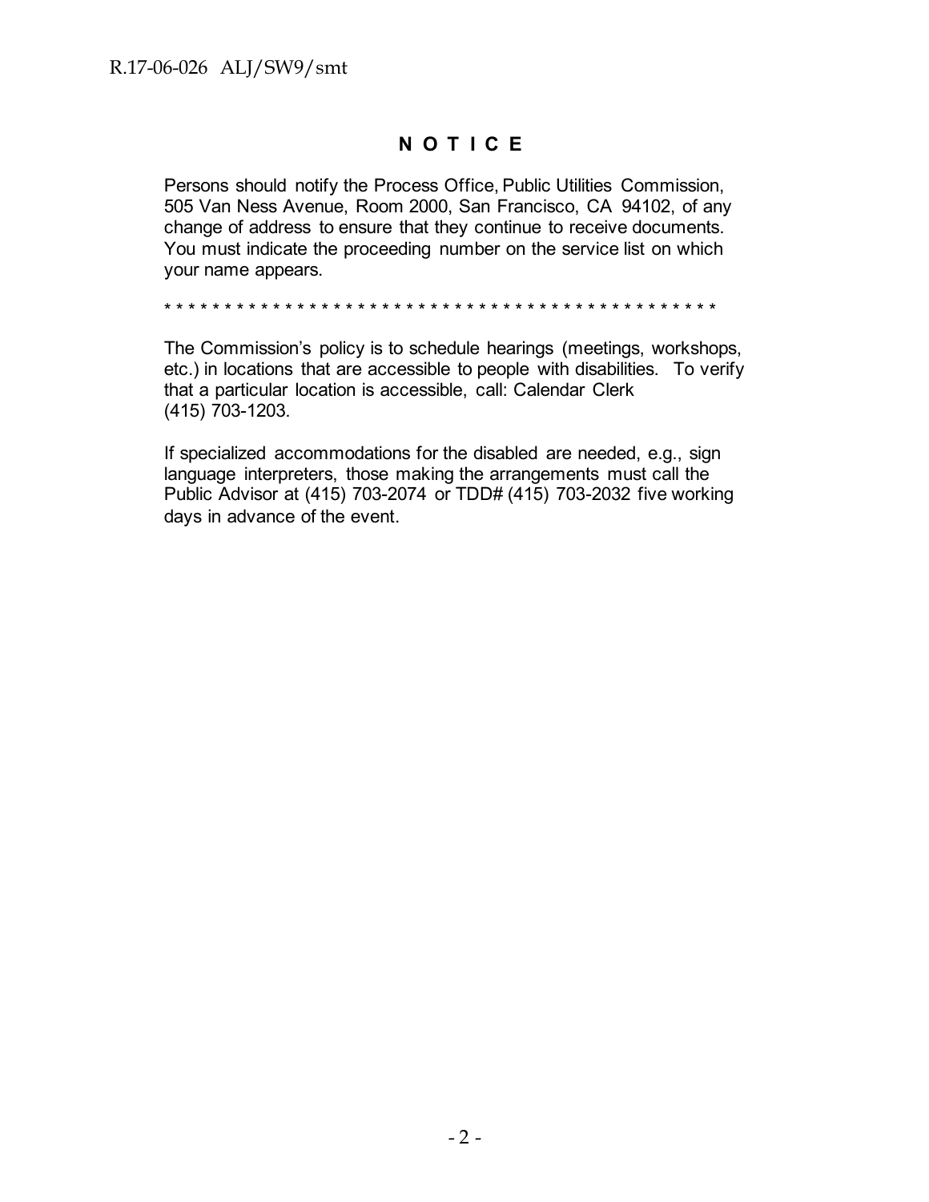# N O T I C E

Persons should notify the Process Office, Public Utilities Commission, 505 Van Ness Avenue, Room 2000, San Francisco, CA 94102, of any change of address to ensure that they continue to receive documents. You must indicate the proceeding number on the service list on which your name appears.

* * * * * * * * * * * * * * * * * * * * * * * * * * * * * * * * * * * * * * * * * * * * * * * * * *

The Commission's policy is to schedule hearings (meetings, workshops, etc.) in locations that are accessible to people with disabilities. To verify that a particular location is accessible, call: Calendar Clerk (415) 703-1203.

If specialized accommodations for the disabled are needed, e.g., sign language interpreters, those making the arrangements must call the Public Advisor at (415) 703-2074 or TDD# (415) 703-2032 five working days in advance of the event.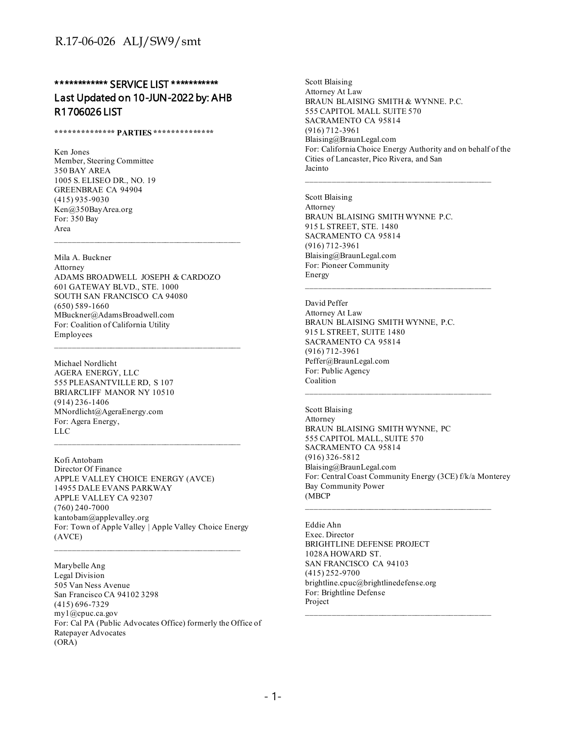## ************ SERVICE LIST ***********
## Last Updated on 10-JUN-2022 by: AHB
## R1706026 LIST

************** **PARTIES** **************

Ken Jones
Member, Steering Committee
350 BAY AREA
1005 S. ELISEO DR., NO. 19
GREENBRAE CA 94904
(415) 935-9030
Ken@350BayArea.org
For: 350 Bay
Area

---

Mila A. Buckner
Attorney
ADAMS BROADWELL JOSEPH & CARDOZO
601 GATEWAY BLVD., STE. 1000
SOUTH SAN FRANCISCO CA 94080
(650) 589-1660
MBuckner@AdamsBroadwell.com
For: Coalition of California Utility
Employees

---

Michael Nordlicht
AGERA ENERGY, LLC
555 PLEASANTVILLE RD, S 107
BRIARCLIFF MANOR NY 10510
(914) 236-1406
MNordlicht@AgeraEnergy.com
For: Agera Energy,
LLC

---

Kofi Antobam
Director Of Finance
APPLE VALLEY CHOICE ENERGY (AVCE)
14955 DALE EVANS PARKWAY
APPLE VALLEY CA 92307
(760) 240-7000
kantobam@applevalley.org
For: Town of Apple Valley | Apple Valley Choice Energy
(AVCE)

---

Marybelle Ang
Legal Division
505 Van Ness Avenue
San Francisco CA 94102 3298
(415) 696-7329
my1@cpuc.ca.gov
For: Cal PA (Public Advocates Office) formerly the Office of
Ratepayer Advocates
(ORA)

---

Scott Blaising
Attorney At Law
BRAUN BLAISING SMITH & WYNNE. P.C.
555 CAPITOL MALL SUITE 570
SACRAMENTO CA 95814
(916) 712-3961
Blaising@BraunLegal.com
For: California Choice Energy Authority and on behalf of the
Cities of Lancaster, Pico Rivera, and San
Jacinto

---

Scott Blaising
Attorney
BRAUN BLAISING SMITH WYNNE P.C.
915 L STREET, STE. 1480
SACRAMENTO CA 95814
(916) 712-3961
Blaising@BraunLegal.com
For: Pioneer Community
Energy

---

David Peffer
Attorney At Law
BRAUN BLAISING SMITH WYNNE, P.C.
915 L STREET, SUITE 1480
SACRAMENTO CA 95814
(916) 712-3961
Peffer@BraunLegal.com
For: Public Agency
Coalition

---

Scott Blaising
Attorney
BRAUN BLAISING SMITH WYNNE, PC
555 CAPITOL MALL, SUITE 570
SACRAMENTO CA 95814
(916) 326-5812
Blaising@BraunLegal.com
For: Central Coast Community Energy (3CE) f/k/a Monterey
Bay Community Power
(MBCP

---

Eddie Ahn
Exec. Director
BRIGHTLINE DEFENSE PROJECT
1028A HOWARD ST.
SAN FRANCISCO CA 94103
(415) 252-9700
brightline.cpuc@brightlinedefense.org
For: Brightline Defense
Project

---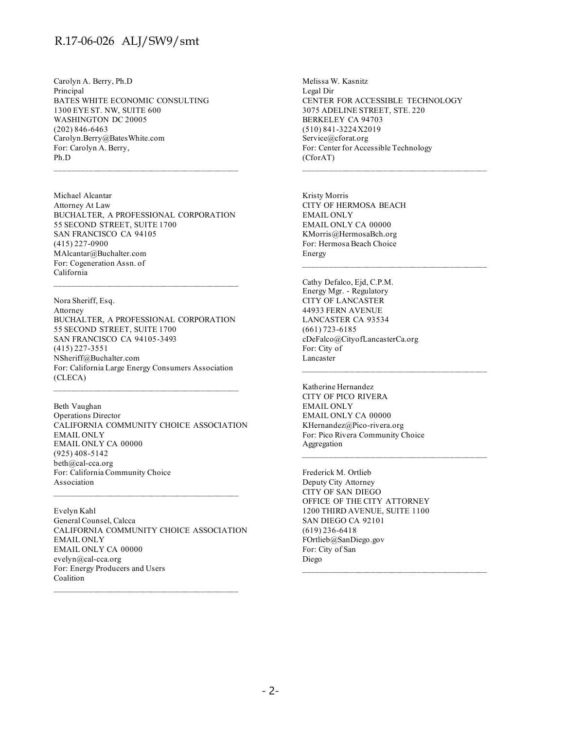Carolyn A. Berry, Ph.D
Principal
BATES WHITE ECONOMIC CONSULTING
1300 EYE ST. NW, SUITE 600
WASHINGTON DC 20005
(202) 846-6463
Carolyn.Berry@BatesWhite.com
For: Carolyn A. Berry, Ph.D

---

Michael Alcantar
Attorney At Law
BUCHALTER, A PROFESSIONAL CORPORATION
55 SECOND STREET, SUITE 1700
SAN FRANCISCO CA 94105
(415) 227-0900
MAlcantar@Buchalter.com
For: Cogeneration Assn. of California

---

Nora Sheriff, Esq.
Attorney
BUCHALTER, A PROFESSIONAL CORPORATION
55 SECOND STREET, SUITE 1700
SAN FRANCISCO CA 94105-3493
(415) 227-3551
NSheriff@Buchalter.com
For: California Large Energy Consumers Association (CLECA)

---

Beth Vaughan
Operations Director
CALIFORNIA COMMUNITY CHOICE ASSOCIATION
EMAIL ONLY
EMAIL ONLY CA 00000
(925) 408-5142
beth@cal-cca.org
For: California Community Choice Association

---

Evelyn Kahl
General Counsel, Calcca
CALIFORNIA COMMUNITY CHOICE ASSOCIATION
EMAIL ONLY
EMAIL ONLY CA 00000
evelyn@cal-cca.org
For: Energy Producers and Users Coalition

---

Melissa W. Kasnitz
Legal Dir
CENTER FOR ACCESSIBLE TECHNOLOGY
3075 ADELINE STREET, STE. 220
BERKELEY CA 94703
(510) 841-3224 X2019
Service@cforat.org
For: Center for Accessible Technology (CforAT)

---

Kristy Morris
CITY OF HERMOSA BEACH
EMAIL ONLY
EMAIL ONLY CA 00000
KMorris@HermosaBch.org
For: Hermosa Beach Choice Energy

---

Cathy Defalco, Ejd, C.P.M.
Energy Mgr. - Regulatory
CITY OF LANCASTER
44933 FERN AVENUE
LANCASTER CA 93534
(661) 723-6185
cDeFalco@CityofLancasterCa.org
For: City of Lancaster

---

Katherine Hernandez
CITY OF PICO RIVERA
EMAIL ONLY
EMAIL ONLY CA 00000
KHernandez@Pico-rivera.org
For: Pico Rivera Community Choice Aggregation

---

Frederick M. Ortlieb
Deputy City Attorney
CITY OF SAN DIEGO
OFFICE OF THE CITY ATTORNEY
1200 THIRD AVENUE, SUITE 1100
SAN DIEGO CA 92101
(619) 236-6418
FOrtlieb@SanDiego.gov
For: City of San Diego

---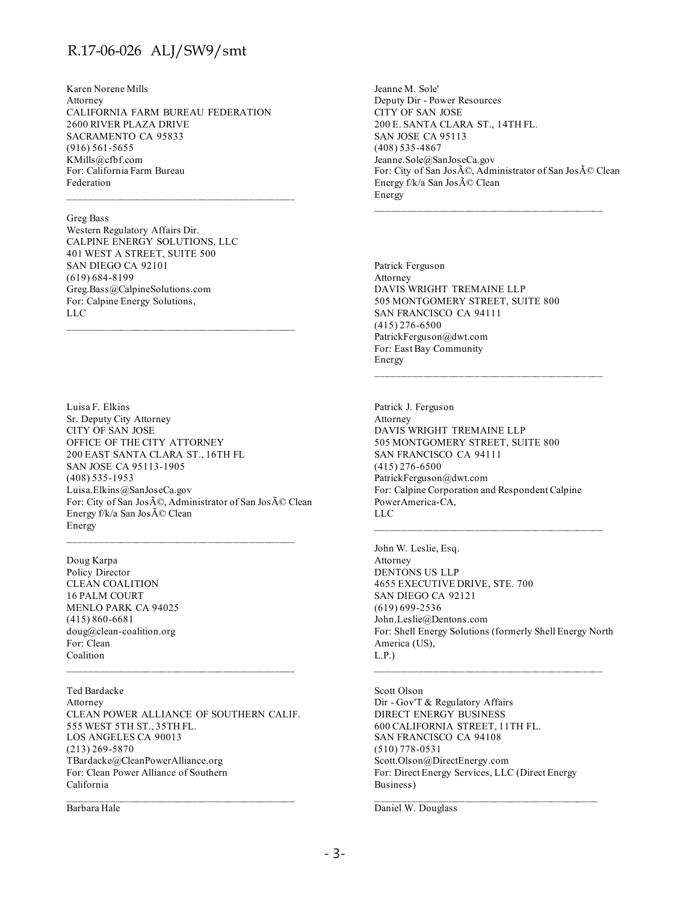Karen Norene Mills
Attorney
CALIFORNIA FARM BUREAU FEDERATION
2600 RIVER PLAZA DRIVE
SACRAMENTO CA 95833
(916) 561-5655
KMills@cfbf.com
For: California Farm Bureau Federation

---

Greg Bass
Western Regulatory Affairs Dir.
CALPINE ENERGY SOLUTIONS, LLC
401 WEST A STREET, SUITE 500
SAN DIEGO CA 92101
(619) 684-8199
Greg.Bass@CalpineSolutions.com
For: Calpine Energy Solutions, LLC

---

Luisa F. Elkins
Sr. Deputy City Attorney
CITY OF SAN JOSE
OFFICE OF THE CITY ATTORNEY
200 EAST SANTA CLARA ST., 16TH FL
SAN JOSE CA 95113-1905
(408) 535-1953
Luisa.Elkins@SanJoseCa.gov
For: City of San JosÃ©, Administrator of San JosÃ© Clean Energy f/k/a San JosÃ© Clean Energy

---

Doug Karpa
Policy Director
CLEAN COALITION
16 PALM COURT
MENLO PARK CA 94025
(415) 860-6681
doug@clean-coalition.org
For: Clean Coalition

---

Ted Bardacke
Attorney
CLEAN POWER ALLIANCE OF SOUTHERN CALIF.
555 WEST 5TH ST., 35TH FL.
LOS ANGELES CA 90013
(213) 269-5870
TBardacke@CleanPowerAlliance.org
For: Clean Power Alliance of Southern California

---

Barbara Hale

Jeanne M. Sole'
Deputy Dir - Power Resources
CITY OF SAN JOSE
200 E. SANTA CLARA ST., 14TH FL.
SAN JOSE CA 95113
(408) 535-4867
Jeanne.Sole@SanJoseCa.gov
For: City of San JosÃ©, Administrator of San JosÃ© Clean Energy f/k/a San JosÃ© Clean Energy

---

Patrick Ferguson
Attorney
DAVIS WRIGHT TREMAINE LLP
505 MONTGOMERY STREET, SUITE 800
SAN FRANCISCO CA 94111
(415) 276-6500
PatrickFerguson@dwt.com
For: East Bay Community Energy

---

Patrick J. Ferguson
Attorney
DAVIS WRIGHT TREMAINE LLP
505 MONTGOMERY STREET, SUITE 800
SAN FRANCISCO CA 94111
(415) 276-6500
PatrickFerguson@dwt.com
For: Calpine Corporation and Respondent Calpine PowerAmerica-CA, LLC

---

John W. Leslie, Esq.
Attorney
DENTONS US LLP
4655 EXECUTIVE DRIVE, STE. 700
SAN DIEGO CA 92121
(619) 699-2536
John.Leslie@Dentons.com
For: Shell Energy Solutions (formerly Shell Energy North America (US), L.P.)

---

Scott Olson
Dir - Gov'T & Regulatory Affairs
DIRECT ENERGY BUSINESS
600 CALIFORNIA STREET, 11TH FL.
SAN FRANCISCO CA 94108
(510) 778-0531
Scott.Olson@DirectEnergy.com
For: Direct Energy Services, LLC (Direct Energy Business)

---

Daniel W. Douglass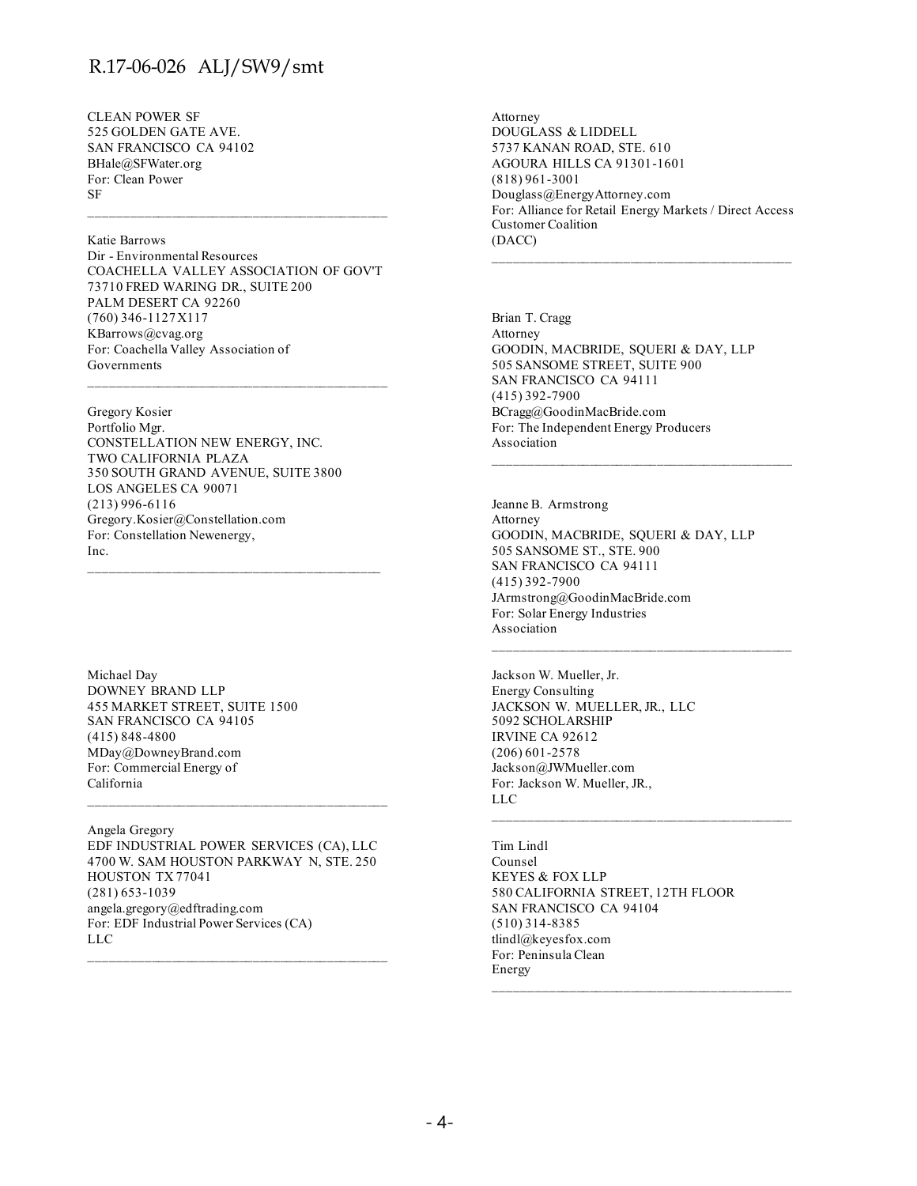CLEAN POWER SF
525 GOLDEN GATE AVE.
SAN FRANCISCO CA 94102
BHale@SFWater.org
For: Clean Power SF

---

Katie Barrows
Dir - Environmental Resources
COACHELLA VALLEY ASSOCIATION OF GOV'T
73710 FRED WARING DR., SUITE 200
PALM DESERT CA 92260
(760) 346-1127X117
KBarrows@cvag.org
For: Coachella Valley Association of Governments

---

Gregory Kosier
Portfolio Mgr.
CONSTELLATION NEW ENERGY, INC.
TWO CALIFORNIA PLAZA
350 SOUTH GRAND AVENUE, SUITE 3800
LOS ANGELES CA 90071
(213) 996-6116
Gregory.Kosier@Constellation.com
For: Constellation Newenergy, Inc.

---

Michael Day
DOWNEY BRAND LLP
455 MARKET STREET, SUITE 1500
SAN FRANCISCO CA 94105
(415) 848-4800
MDay@DowneyBrand.com
For: Commercial Energy of California

---

Angela Gregory
EDF INDUSTRIAL POWER SERVICES (CA), LLC
4700 W. SAM HOUSTON PARKWAY N, STE. 250
HOUSTON TX 77041
(281) 653-1039
angela.gregory@edftrading.com
For: EDF Industrial Power Services (CA) LLC

---

Attorney
DOUGLASS & LIDDELL
5737 KANAN ROAD, STE. 610
AGOURA HILLS CA 91301-1601
(818) 961-3001
Douglass@EnergyAttorney.com
For: Alliance for Retail Energy Markets / Direct Access Customer Coalition (DACC)

---

Brian T. Cragg
Attorney
GOODIN, MACBRIDE, SQUERI & DAY, LLP
505 SANSOME STREET, SUITE 900
SAN FRANCISCO CA 94111
(415) 392-7900
BCragg@GoodinMacBride.com
For: The Independent Energy Producers Association

---

Jeanne B. Armstrong
Attorney
GOODIN, MACBRIDE, SQUERI & DAY, LLP
505 SANSOME ST., STE. 900
SAN FRANCISCO CA 94111
(415) 392-7900
JArmstrong@GoodinMacBride.com
For: Solar Energy Industries Association

---

Jackson W. Mueller, Jr.
Energy Consulting
JACKSON W. MUELLER, JR., LLC
5092 SCHOLARSHIP
IRVINE CA 92612
(206) 601-2578
Jackson@JWMueller.com
For: Jackson W. Mueller, JR., LLC

---

Tim Lindl
Counsel
KEYES & FOX LLP
580 CALIFORNIA STREET, 12TH FLOOR
SAN FRANCISCO CA 94104
(510) 314-8385
tlindl@keyesfox.com
For: Peninsula Clean Energy

---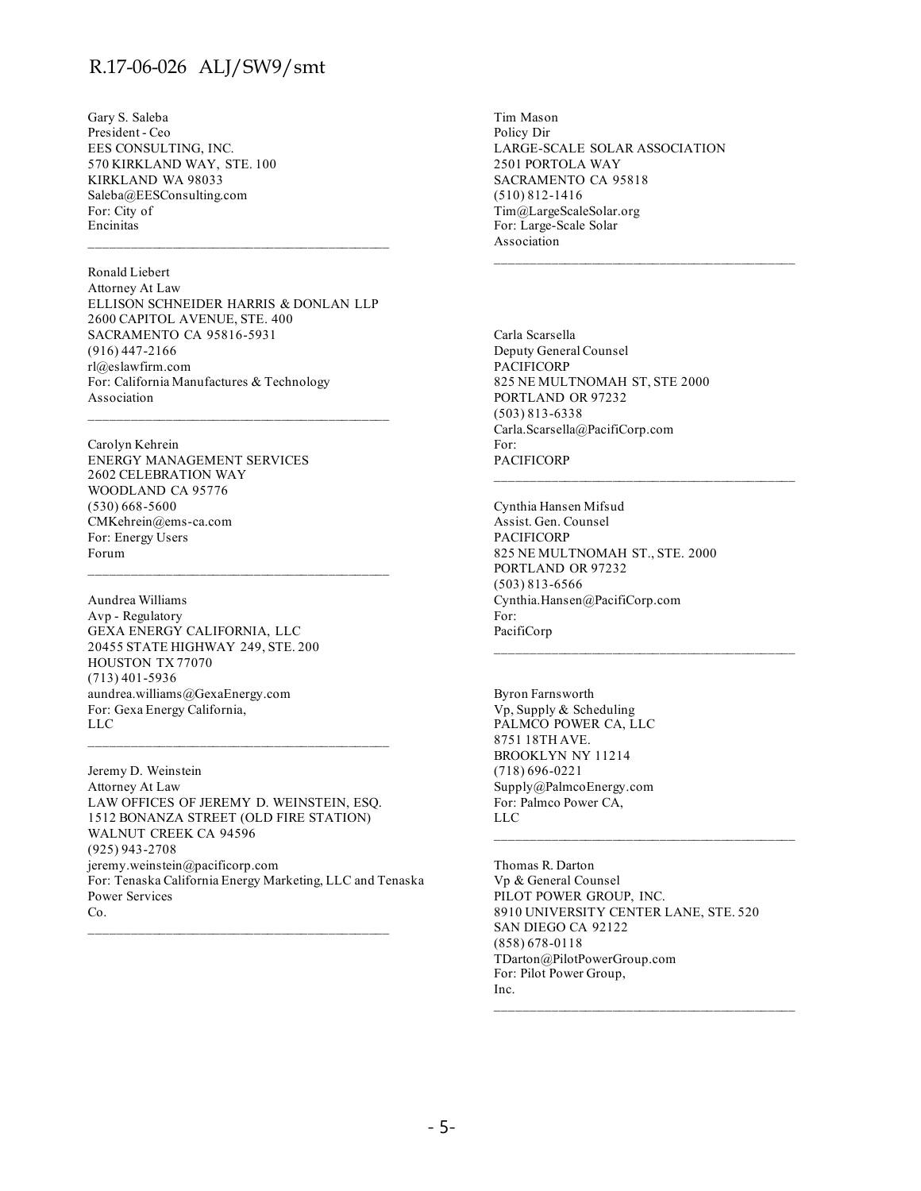Gary S. Saleba
President - Ceo
EES CONSULTING, INC.
570 KIRKLAND WAY, STE. 100
KIRKLAND WA 98033
Saleba@EESConsulting.com
For: City of
Encinitas

---

Ronald Liebert
Attorney At Law
ELLISON SCHNEIDER HARRIS & DONLAN LLP
2600 CAPITOL AVENUE, STE. 400
SACRAMENTO CA 95816-5931
(916) 447-2166
rl@eslawfirm.com
For: California Manufactures & Technology
Association

---

Carolyn Kehrein
ENERGY MANAGEMENT SERVICES
2602 CELEBRATION WAY
WOODLAND CA 95776
(530) 668-5600
CMKehrein@ems-ca.com
For: Energy Users
Forum

---

Aundrea Williams
Avp - Regulatory
GEXA ENERGY CALIFORNIA, LLC
20455 STATE HIGHWAY 249, STE. 200
HOUSTON TX 77070
(713) 401-5936
aundrea.williams@GexaEnergy.com
For: Gexa Energy California,
LLC

---

Jeremy D. Weinstein
Attorney At Law
LAW OFFICES OF JEREMY D. WEINSTEIN, ESQ.
1512 BONANZA STREET (OLD FIRE STATION)
WALNUT CREEK CA 94596
(925) 943-2708
jeremy.weinstein@pacificorp.com
For: Tenaska California Energy Marketing, LLC and Tenaska
Power Services
Co.

---

Tim Mason
Policy Dir
LARGE-SCALE SOLAR ASSOCIATION
2501 PORTOLA WAY
SACRAMENTO CA 95818
(510) 812-1416
Tim@LargeScaleSolar.org
For: Large-Scale Solar
Association

---

Carla Scarsella
Deputy General Counsel
PACIFICORP
825 NE MULTNOMAH ST, STE 2000
PORTLAND OR 97232
(503) 813-6338
Carla.Scarsella@PacifiCorp.com
For:
PACIFICORP

---

Cynthia Hansen Mifsud
Assist. Gen. Counsel
PACIFICORP
825 NE MULTNOMAH ST., STE. 2000
PORTLAND OR 97232
(503) 813-6566
Cynthia.Hansen@PacifiCorp.com
For:
PacifiCorp

---

Byron Farnsworth
Vp, Supply & Scheduling
PALMCO POWER CA, LLC
8751 18TH AVE.
BROOKLYN NY 11214
(718) 696-0221
Supply@PalmcoEnergy.com
For: Palmco Power CA,
LLC

---

Thomas R. Darton
Vp & General Counsel
PILOT POWER GROUP, INC.
8910 UNIVERSITY CENTER LANE, STE. 520
SAN DIEGO CA 92122
(858) 678-0118
TDarton@PilotPowerGroup.com
For: Pilot Power Group,
Inc.

---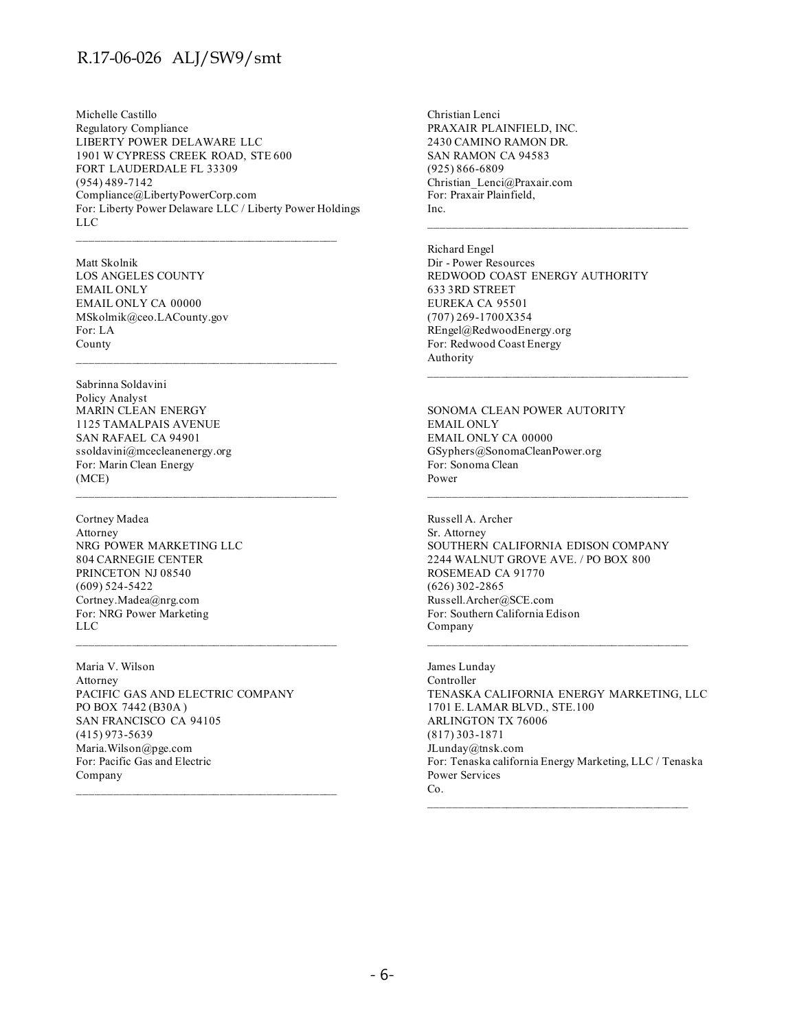Michelle Castillo
Regulatory Compliance
LIBERTY POWER DELAWARE LLC
1901 W CYPRESS CREEK ROAD, STE 600
FORT LAUDERDALE FL 33309
(954) 489-7142
Compliance@LibertyPowerCorp.com
For: Liberty Power Delaware LLC / Liberty Power Holdings LLC

---

Matt Skolnik
LOS ANGELES COUNTY
EMAIL ONLY
EMAIL ONLY CA 00000
MSkolmik@ceo.LACounty.gov
For: LA County

---

Sabrinna Soldavini
Policy Analyst
MARIN CLEAN ENERGY
1125 TAMALPAIS AVENUE
SAN RAFAEL CA 94901
ssoldavini@mcecleanenergy.org
For: Marin Clean Energy (MCE)

---

Cortney Madea
Attorney
NRG POWER MARKETING LLC
804 CARNEGIE CENTER
PRINCETON NJ 08540
(609) 524-5422
Cortney.Madea@nrg.com
For: NRG Power Marketing LLC

---

Maria V. Wilson
Attorney
PACIFIC GAS AND ELECTRIC COMPANY
PO BOX 7442 (B30A )
SAN FRANCISCO CA 94105
(415) 973-5639
Maria.Wilson@pge.com
For: Pacific Gas and Electric Company

---

Christian Lenci
PRAXAIR PLAINFIELD, INC.
2430 CAMINO RAMON DR.
SAN RAMON CA 94583
(925) 866-6809
Christian_Lenci@Praxair.com
For: Praxair Plainfield, Inc.

---

Richard Engel
Dir - Power Resources
REDWOOD COAST ENERGY AUTHORITY
633 3RD STREET
EUREKA CA 95501
(707) 269-1700 X354
REngel@RedwoodEnergy.org
For: Redwood Coast Energy Authority

---

SONOMA CLEAN POWER AUTORITY
EMAIL ONLY
EMAIL ONLY CA 00000
GSyphers@SonomaCleanPower.org
For: Sonoma Clean Power

---

Russell A. Archer
Sr. Attorney
SOUTHERN CALIFORNIA EDISON COMPANY
2244 WALNUT GROVE AVE. / PO BOX 800
ROSEMEAD CA 91770
(626) 302-2865
Russell.Archer@SCE.com
For: Southern California Edison Company

---

James Lunday
Controller
TENASKA CALIFORNIA ENERGY MARKETING, LLC
1701 E. LAMAR BLVD., STE.100
ARLINGTON TX 76006
(817) 303-1871
JLunday@tnsk.com
For: Tenaska california Energy Marketing, LLC / Tenaska Power Services Co.

---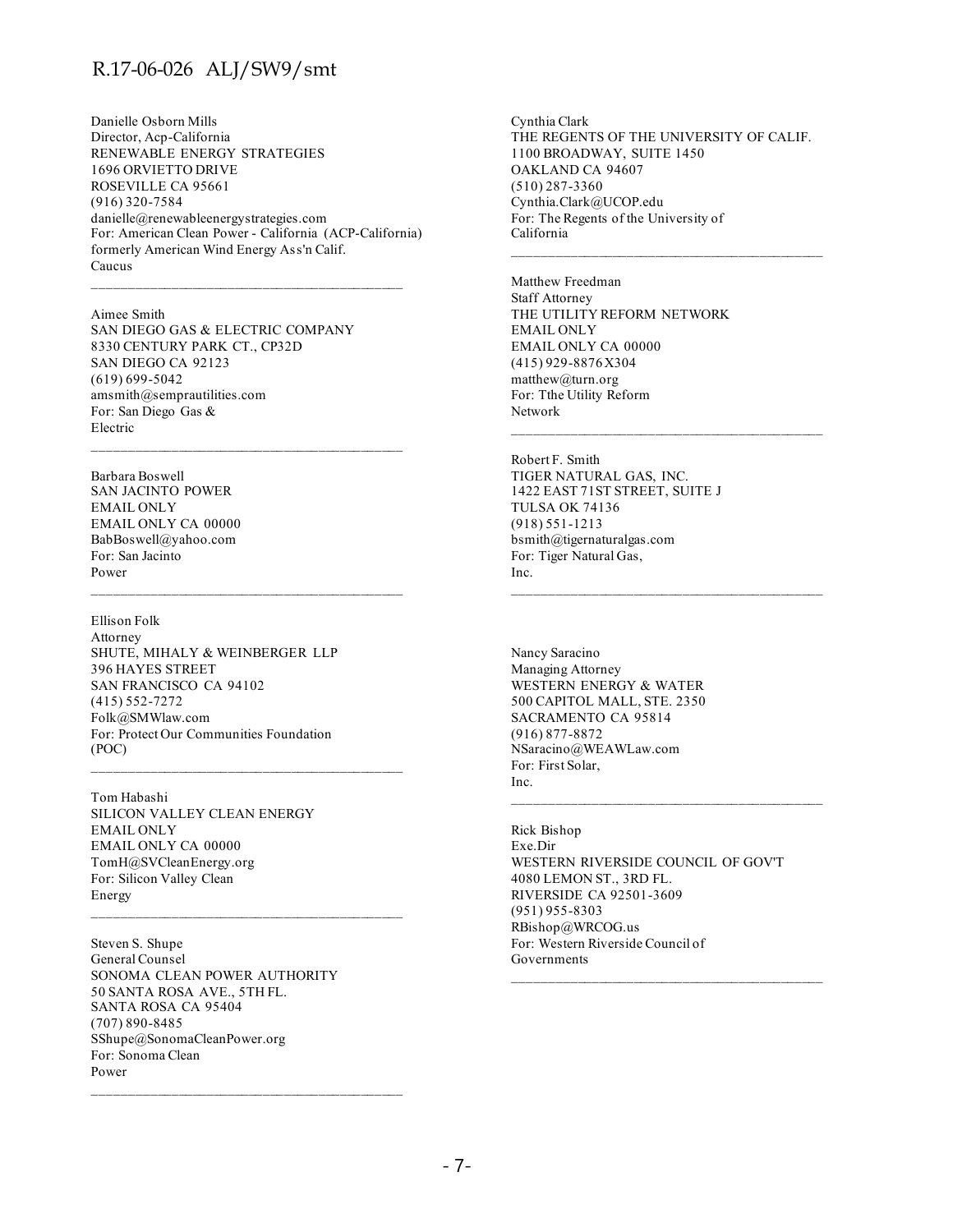Danielle Osborn Mills
Director, Acp-California
RENEWABLE ENERGY STRATEGIES
1696 ORVIETTO DRIVE
ROSEVILLE CA 95661
(916) 320-7584
danielle@renewableenergystrategies.com
For: American Clean Power - California (ACP-California) formerly American Wind Energy Ass'n Calif. Caucus

---

Aimee Smith
SAN DIEGO GAS & ELECTRIC COMPANY
8330 CENTURY PARK CT., CP32D
SAN DIEGO CA 92123
(619) 699-5042
amsmith@semprautilities.com
For: San Diego Gas & Electric

---

Barbara Boswell
SAN JACINTO POWER
EMAIL ONLY
EMAIL ONLY CA 00000
BabBoswell@yahoo.com
For: San Jacinto Power

---

Ellison Folk
Attorney
SHUTE, MIHALY & WEINBERGER LLP
396 HAYES STREET
SAN FRANCISCO CA 94102
(415) 552-7272
Folk@SMWlaw.com
For: Protect Our Communities Foundation (POC)

---

Tom Habashi
SILICON VALLEY CLEAN ENERGY
EMAIL ONLY
EMAIL ONLY CA 00000
TomH@SVCleanEnergy.org
For: Silicon Valley Clean Energy

---

Steven S. Shupe
General Counsel
SONOMA CLEAN POWER AUTHORITY
50 SANTA ROSA AVE., 5TH FL.
SANTA ROSA CA 95404
(707) 890-8485
SShupe@SonomaCleanPower.org
For: Sonoma Clean Power

---

Cynthia Clark
THE REGENTS OF THE UNIVERSITY OF CALIF.
1100 BROADWAY, SUITE 1450
OAKLAND CA 94607
(510) 287-3360
Cynthia.Clark@UCOP.edu
For: The Regents of the University of California

---

Matthew Freedman
Staff Attorney
THE UTILITY REFORM NETWORK
EMAIL ONLY
EMAIL ONLY CA 00000
(415) 929-8876 X304
matthew@turn.org
For: Tthe Utility Reform Network

---

Robert F. Smith
TIGER NATURAL GAS, INC.
1422 EAST 71ST STREET, SUITE J
TULSA OK 74136
(918) 551-1213
bsmith@tigernaturalgas.com
For: Tiger Natural Gas, Inc.

---

Nancy Saracino
Managing Attorney
WESTERN ENERGY & WATER
500 CAPITOL MALL, STE. 2350
SACRAMENTO CA 95814
(916) 877-8872
NSaracino@WEAWLaw.com
For: First Solar, Inc.

---

Rick Bishop
Exe.Dir
WESTERN RIVERSIDE COUNCIL OF GOV'T
4080 LEMON ST., 3RD FL.
RIVERSIDE CA 92501-3609
(951) 955-8303
RBishop@WRCOG.us
For: Western Riverside Council of Governments

---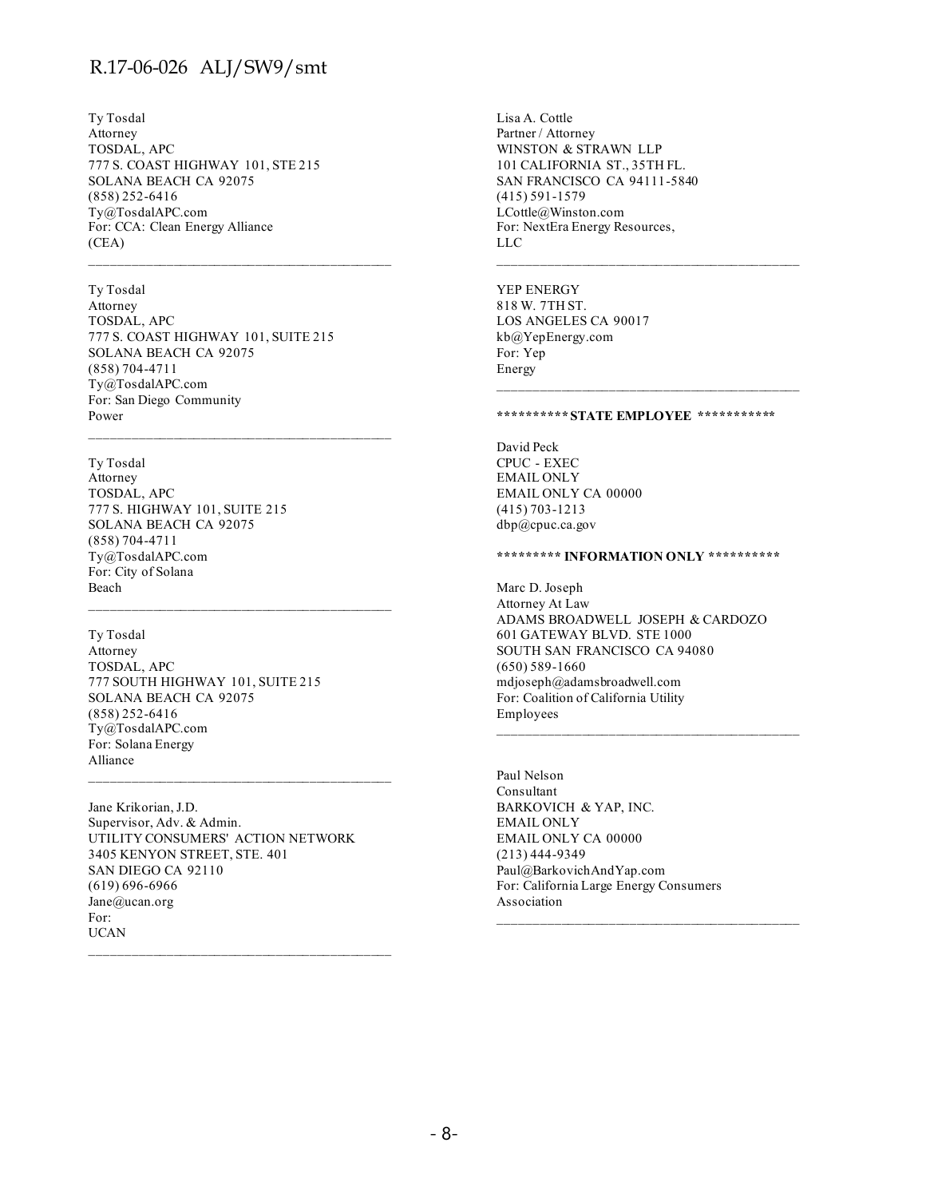Ty Tosdal  
Attorney  
TOSDAL, APC  
777 S. COAST HIGHWAY 101, STE 215  
SOLANA BEACH CA 92075  
(858) 252-6416  
Ty@TosdalAPC.com  
For: CCA: Clean Energy Alliance (CEA)

---

Ty Tosdal  
Attorney  
TOSDAL, APC  
777 S. COAST HIGHWAY 101, SUITE 215  
SOLANA BEACH CA 92075  
(858) 704-4711  
Ty@TosdalAPC.com  
For: San Diego Community Power

---

Ty Tosdal  
Attorney  
TOSDAL, APC  
777 S. HIGHWAY 101, SUITE 215  
SOLANA BEACH CA 92075  
(858) 704-4711  
Ty@TosdalAPC.com  
For: City of Solana Beach

---

Ty Tosdal  
Attorney  
TOSDAL, APC  
777 SOUTH HIGHWAY 101, SUITE 215  
SOLANA BEACH CA 92075  
(858) 252-6416  
Ty@TosdalAPC.com  
For: Solana Energy Alliance

---

Jane Krikorian, J.D.  
Supervisor, Adv. & Admin.  
UTILITY CONSUMERS' ACTION NETWORK  
3405 KENYON STREET, STE. 401  
SAN DIEGO CA 92110  
(619) 696-6966  
Jane@ucan.org  
For: UCAN

---

Lisa A. Cottle  
Partner / Attorney  
WINSTON & STRAWN LLP  
101 CALIFORNIA ST., 35TH FL.  
SAN FRANCISCO CA 94111-5840  
(415) 591-1579  
LCottle@Winston.com  
For: NextEra Energy Resources, LLC

---

YEP ENERGY  
818 W. 7TH ST.  
LOS ANGELES CA 90017  
kb@YepEnergy.com  
For: Yep Energy

---

**********\* STATE EMPLOYEE ***********

David Peck  
CPUC - EXEC  
EMAIL ONLY  
EMAIL ONLY CA 00000  
(415) 703-1213  
dbp@cpuc.ca.gov

**********\* INFORMATION ONLY **********

Marc D. Joseph  
Attorney At Law  
ADAMS BROADWELL JOSEPH & CARDOZO  
601 GATEWAY BLVD. STE 1000  
SOUTH SAN FRANCISCO CA 94080  
(650) 589-1660  
mdjoseph@adamsbroadwell.com  
For: Coalition of California Utility Employees

---

Paul Nelson  
Consultant  
BARKOVICH & YAP, INC.  
EMAIL ONLY  
EMAIL ONLY CA 00000  
(213) 444-9349  
Paul@BarkovichAndYap.com  
For: California Large Energy Consumers Association

---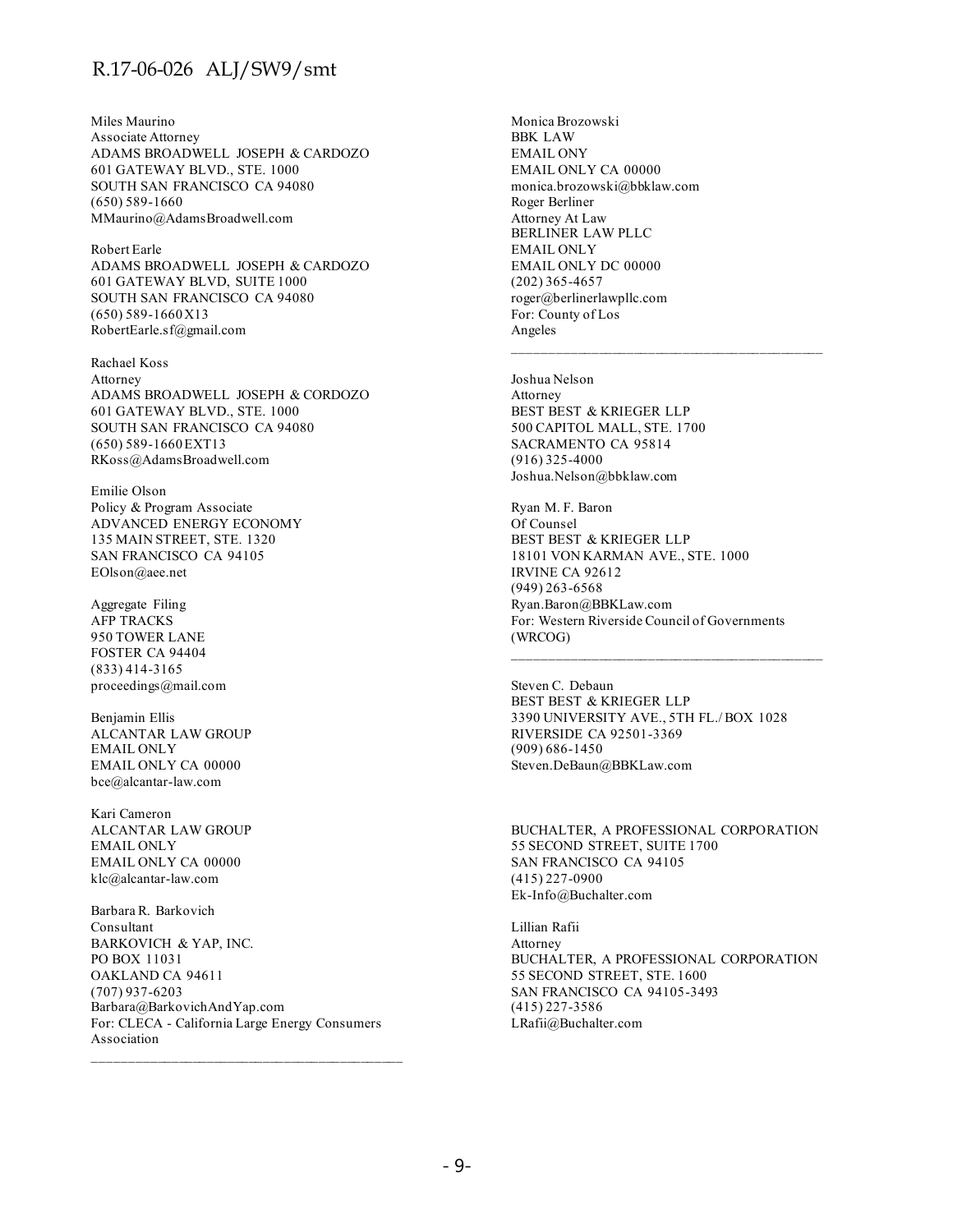Miles Maurino
Associate Attorney
ADAMS BROADWELL JOSEPH & CARDOZO
601 GATEWAY BLVD., STE. 1000
SOUTH SAN FRANCISCO CA 94080
(650) 589-1660
MMaurino@AdamsBroadwell.com

Robert Earle
ADAMS BROADWELL JOSEPH & CARDOZO
601 GATEWAY BLVD, SUITE 1000
SOUTH SAN FRANCISCO CA 94080
(650) 589-1660 X13
RobertEarle.sf@gmail.com

Rachael Koss
Attorney
ADAMS BROADWELL JOSEPH & CORDOZO
601 GATEWAY BLVD., STE. 1000
SOUTH SAN FRANCISCO CA 94080
(650) 589-1660 EXT13
RKoss@AdamsBroadwell.com

Emilie Olson
Policy & Program Associate
ADVANCED ENERGY ECONOMY
135 MAIN STREET, STE. 1320
SAN FRANCISCO CA 94105
EOlson@aee.net

Aggregate Filing
AFP TRACKS
950 TOWER LANE
FOSTER CA 94404
(833) 414-3165
proceedings@mail.com

Benjamin Ellis
ALCANTAR LAW GROUP
EMAIL ONLY
EMAIL ONLY CA 00000
bce@alcantar-law.com

Kari Cameron
ALCANTAR LAW GROUP
EMAIL ONLY
EMAIL ONLY CA 00000
klc@alcantar-law.com

Barbara R. Barkovich
Consultant
BARKOVICH & YAP, INC.
PO BOX 11031
OAKLAND CA 94611
(707) 937-6203
Barbara@BarkovichAndYap.com
For: CLECA - California Large Energy Consumers Association

---

Monica Brozowski
BBK LAW
EMAIL ONY
EMAIL ONLY CA 00000
monica.brozowski@bbklaw.com

Roger Berliner
Attorney At Law
BERLINER LAW PLLC
EMAIL ONLY
EMAIL ONLY DC 00000
(202) 365-4657
roger@berlinerlawpllc.com
For: County of Los Angeles

---

Joshua Nelson
Attorney
BEST BEST & KRIEGER LLP
500 CAPITOL MALL, STE. 1700
SACRAMENTO CA 95814
(916) 325-4000
Joshua.Nelson@bbklaw.com

Ryan M. F. Baron
Of Counsel
BEST BEST & KRIEGER LLP
18101 VON KARMAN AVE., STE. 1000
IRVINE CA 92612
(949) 263-6568
Ryan.Baron@BBKLaw.com
For: Western Riverside Council of Governments (WRCOG)

---

Steven C. Debaun
BEST BEST & KRIEGER LLP
3390 UNIVERSITY AVE., 5TH FL./ BOX 1028
RIVERSIDE CA 92501-3369
(909) 686-1450
Steven.DeBaun@BBKLaw.com

BUCHALTER, A PROFESSIONAL CORPORATION
55 SECOND STREET, SUITE 1700
SAN FRANCISCO CA 94105
(415) 227-0900
Ek-Info@Buchalter.com

Lillian Rafii
Attorney
BUCHALTER, A PROFESSIONAL CORPORATION
55 SECOND STREET, STE. 1600
SAN FRANCISCO CA 94105-3493
(415) 227-3586
LRafii@Buchalter.com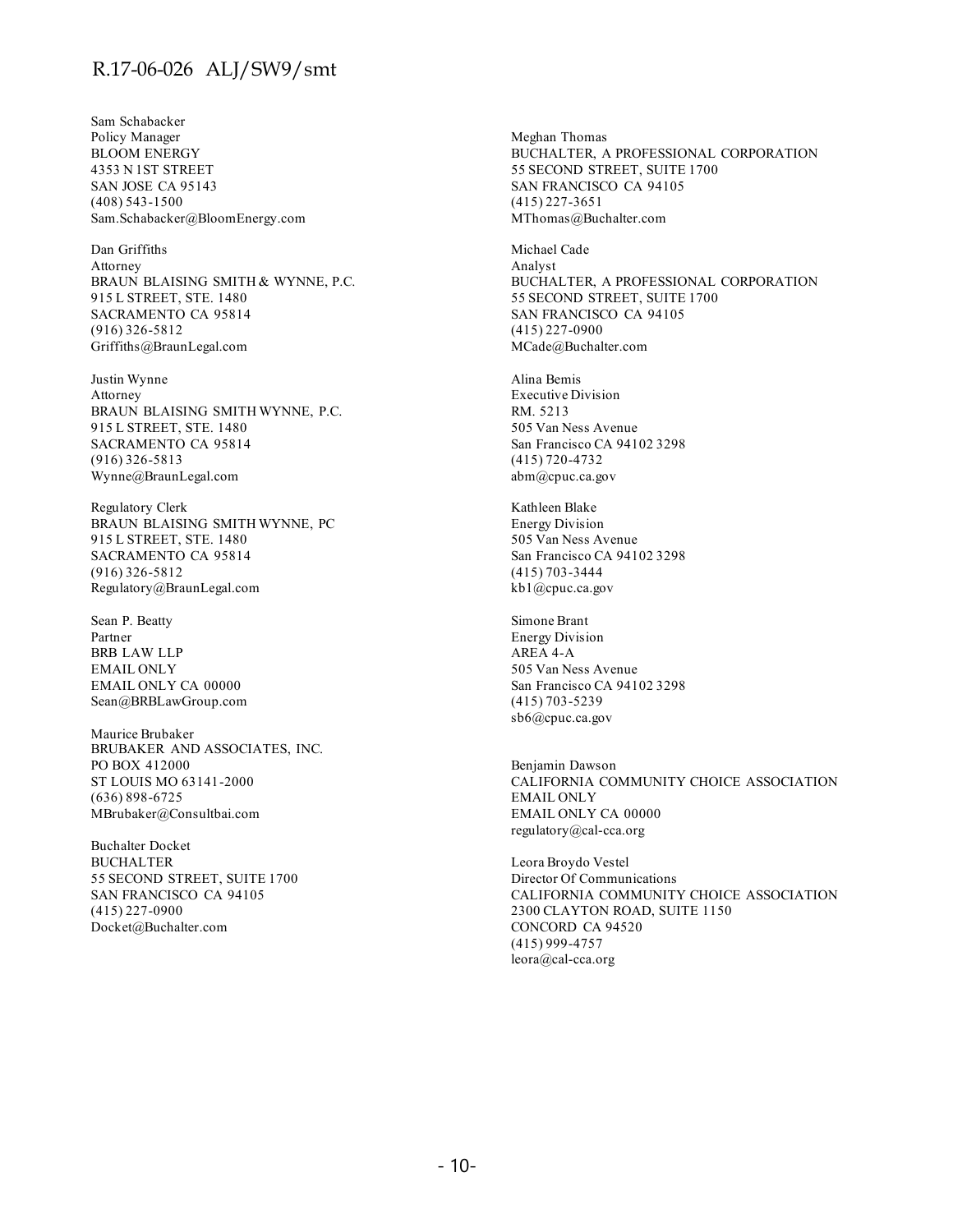Sam Schabacker
Policy Manager
BLOOM ENERGY
4353 N 1ST STREET
SAN JOSE CA 95143
(408) 543-1500
Sam.Schabacker@BloomEnergy.com

Dan Griffiths
Attorney
BRAUN BLAISING SMITH & WYNNE, P.C.
915 L STREET, STE. 1480
SACRAMENTO CA 95814
(916) 326-5812
Griffiths@BraunLegal.com

Justin Wynne
Attorney
BRAUN BLAISING SMITH WYNNE, P.C.
915 L STREET, STE. 1480
SACRAMENTO CA 95814
(916) 326-5813
Wynne@BraunLegal.com

Regulatory Clerk
BRAUN BLAISING SMITH WYNNE, PC
915 L STREET, STE. 1480
SACRAMENTO CA 95814
(916) 326-5812
Regulatory@BraunLegal.com

Sean P. Beatty
Partner
BRB LAW LLP
EMAIL ONLY
EMAIL ONLY CA 00000
Sean@BRBLawGroup.com

Maurice Brubaker
BRUBAKER AND ASSOCIATES, INC.
PO BOX 412000
ST LOUIS MO 63141-2000
(636) 898-6725
MBrubaker@Consultbai.com

Buchalter Docket
BUCHALTER
55 SECOND STREET, SUITE 1700
SAN FRANCISCO CA 94105
(415) 227-0900
Docket@Buchalter.com

Meghan Thomas
BUCHALTER, A PROFESSIONAL CORPORATION
55 SECOND STREET, SUITE 1700
SAN FRANCISCO CA 94105
(415) 227-3651
MThomas@Buchalter.com

Michael Cade
Analyst
BUCHALTER, A PROFESSIONAL CORPORATION
55 SECOND STREET, SUITE 1700
SAN FRANCISCO CA 94105
(415) 227-0900
MCade@Buchalter.com

Alina Bemis
Executive Division
RM. 5213
505 Van Ness Avenue
San Francisco CA 94102 3298
(415) 720-4732
abm@cpuc.ca.gov

Kathleen Blake
Energy Division
505 Van Ness Avenue
San Francisco CA 94102 3298
(415) 703-3444
kb1@cpuc.ca.gov

Simone Brant
Energy Division
AREA 4-A
505 Van Ness Avenue
San Francisco CA 94102 3298
(415) 703-5239
sb6@cpuc.ca.gov

Benjamin Dawson
CALIFORNIA COMMUNITY CHOICE ASSOCIATION
EMAIL ONLY
EMAIL ONLY CA 00000
regulatory@cal-cca.org

Leora Broydo Vestel
Director Of Communications
CALIFORNIA COMMUNITY CHOICE ASSOCIATION
2300 CLAYTON ROAD, SUITE 1150
CONCORD CA 94520
(415) 999-4757
leora@cal-cca.org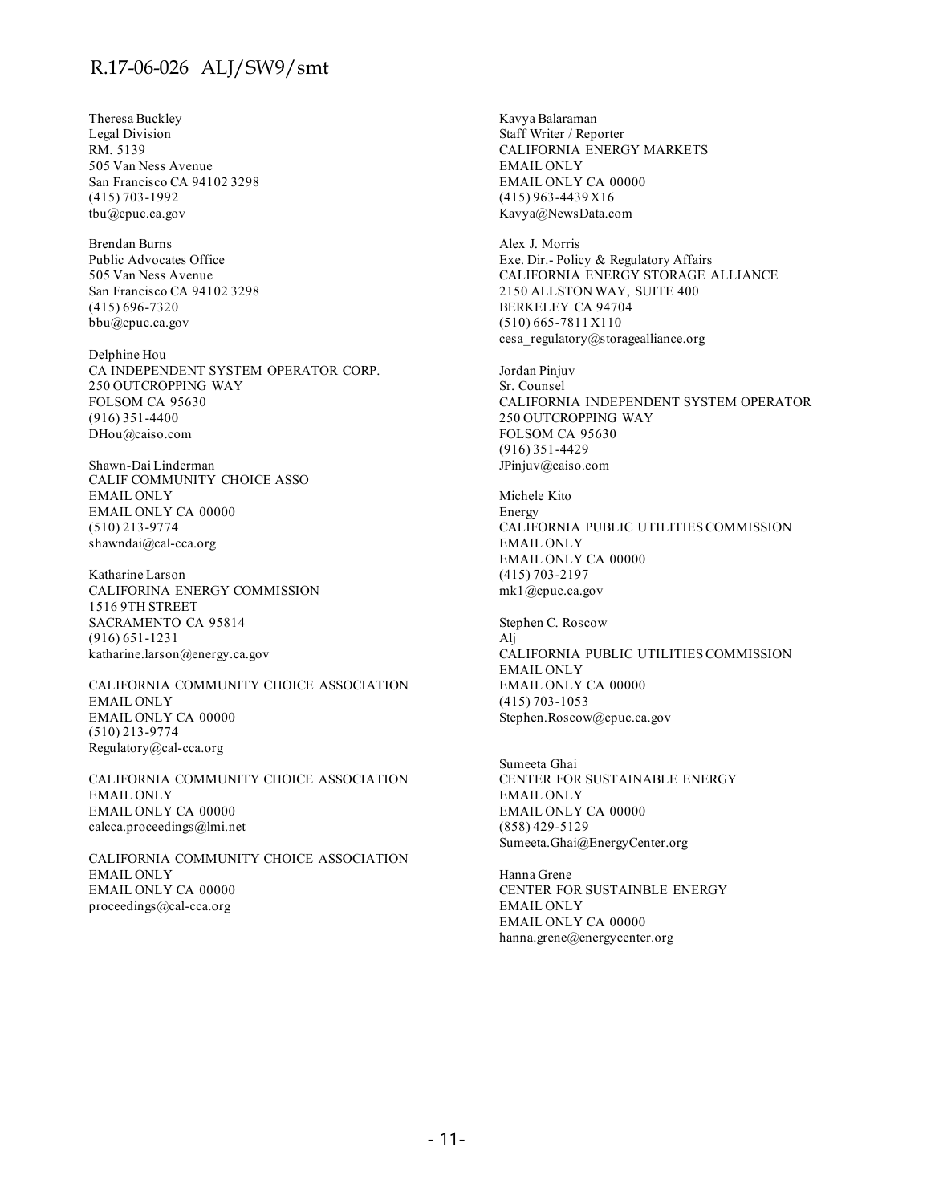Theresa Buckley
Legal Division
RM. 5139
505 Van Ness Avenue
San Francisco CA 94102 3298
(415) 703-1992
tbu@cpuc.ca.gov

Brendan Burns
Public Advocates Office
505 Van Ness Avenue
San Francisco CA 94102 3298
(415) 696-7320
bbu@cpuc.ca.gov

Delphine Hou
CA INDEPENDENT SYSTEM OPERATOR CORP.
250 OUTCROPPING WAY
FOLSOM CA 95630
(916) 351-4400
DHou@caiso.com

Shawn-Dai Linderman
CALIF COMMUNITY CHOICE ASSO
EMAIL ONLY
EMAIL ONLY CA 00000
(510) 213-9774
shawndai@cal-cca.org

Katharine Larson
CALIFORINA ENERGY COMMISSION
1516 9TH STREET
SACRAMENTO CA 95814
(916) 651-1231
katharine.larson@energy.ca.gov

CALIFORNIA COMMUNITY CHOICE ASSOCIATION
EMAIL ONLY
EMAIL ONLY CA 00000
(510) 213-9774
Regulatory@cal-cca.org

CALIFORNIA COMMUNITY CHOICE ASSOCIATION
EMAIL ONLY
EMAIL ONLY CA 00000
calcca.proceedings@lmi.net

CALIFORNIA COMMUNITY CHOICE ASSOCIATION
EMAIL ONLY
EMAIL ONLY CA 00000
proceedings@cal-cca.org

Kavya Balaraman
Staff Writer / Reporter
CALIFORNIA ENERGY MARKETS
EMAIL ONLY
EMAIL ONLY CA 00000
(415) 963-4439 X16
Kavya@NewsData.com

Alex J. Morris
Exe. Dir.- Policy & Regulatory Affairs
CALIFORNIA ENERGY STORAGE ALLIANCE
2150 ALLSTON WAY, SUITE 400
BERKELEY CA 94704
(510) 665-7811 X110
cesa_regulatory@storagealliance.org

Jordan Pinjuv
Sr. Counsel
CALIFORNIA INDEPENDENT SYSTEM OPERATOR
250 OUTCROPPING WAY
FOLSOM CA 95630
(916) 351-4429
JPinjuv@caiso.com

Michele Kito
Energy
CALIFORNIA PUBLIC UTILITIES COMMISSION
EMAIL ONLY
EMAIL ONLY CA 00000
(415) 703-2197
mk1@cpuc.ca.gov

Stephen C. Roscow
Alj
CALIFORNIA PUBLIC UTILITIES COMMISSION
EMAIL ONLY
EMAIL ONLY CA 00000
(415) 703-1053
Stephen.Roscow@cpuc.ca.gov

Sumeeta Ghai
CENTER FOR SUSTAINABLE ENERGY
EMAIL ONLY
EMAIL ONLY CA 00000
(858) 429-5129
Sumeeta.Ghai@EnergyCenter.org

Hanna Grene
CENTER FOR SUSTAINBLE ENERGY
EMAIL ONLY
EMAIL ONLY CA 00000
hanna.grene@energycenter.org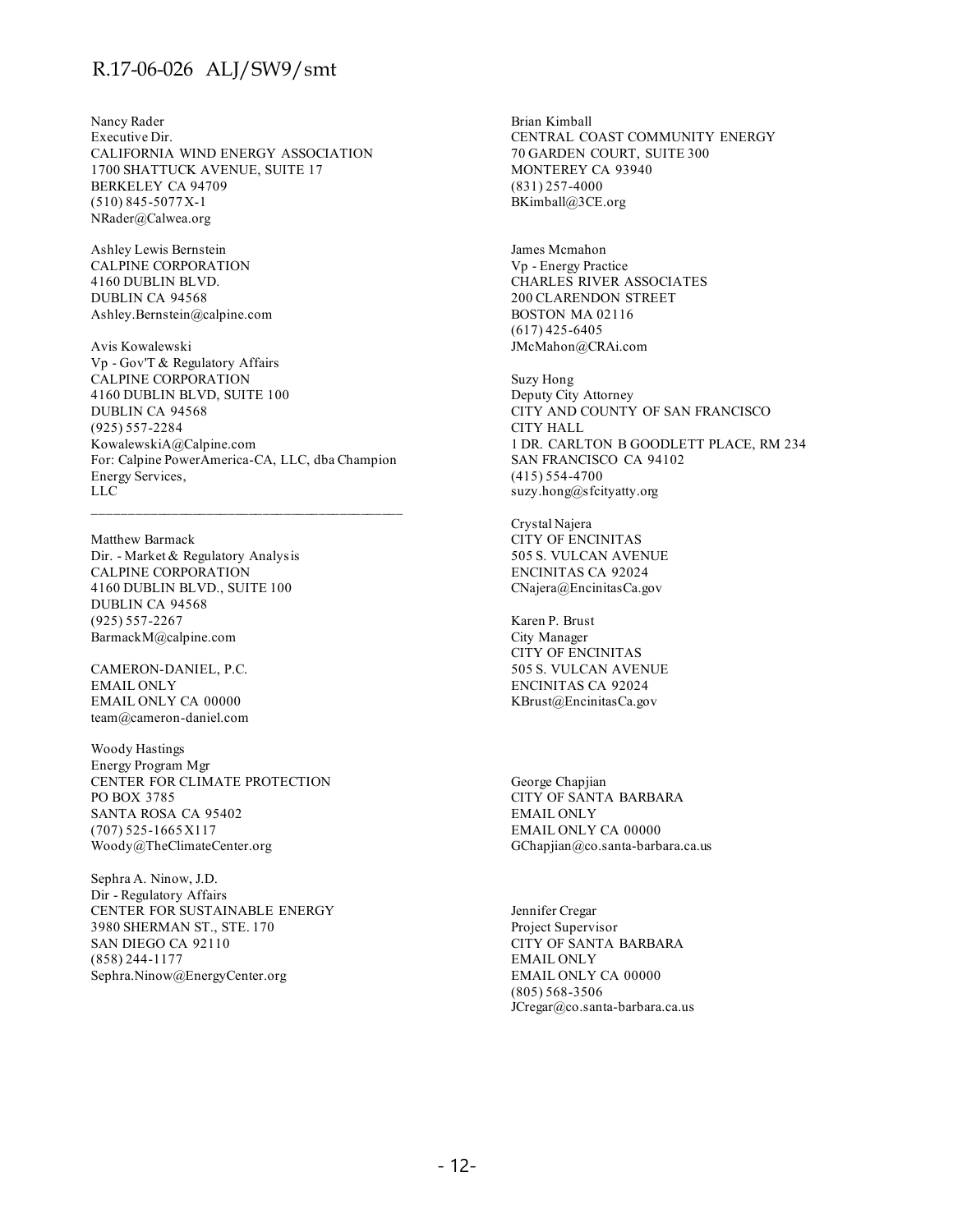Nancy Rader
Executive Dir.
CALIFORNIA WIND ENERGY ASSOCIATION
1700 SHATTUCK AVENUE, SUITE 17
BERKELEY CA 94709
(510) 845-5077 X-1
NRader@Calwea.org

Ashley Lewis Bernstein
CALPINE CORPORATION
4160 DUBLIN BLVD.
DUBLIN CA 94568
Ashley.Bernstein@calpine.com

Avis Kowalewski
Vp - Gov'T & Regulatory Affairs
CALPINE CORPORATION
4160 DUBLIN BLVD, SUITE 100
DUBLIN CA 94568
(925) 557-2284
KowalewskiA@Calpine.com
For: Calpine PowerAmerica-CA, LLC, dba Champion Energy Services, LLC

---

Matthew Barmack
Dir. - Market & Regulatory Analysis
CALPINE CORPORATION
4160 DUBLIN BLVD., SUITE 100
DUBLIN CA 94568
(925) 557-2267
BarmackM@calpine.com

CAMERON-DANIEL, P.C.
EMAIL ONLY
EMAIL ONLY CA 00000
team@cameron-daniel.com

Woody Hastings
Energy Program Mgr
CENTER FOR CLIMATE PROTECTION
PO BOX 3785
SANTA ROSA CA 95402
(707) 525-1665 X117
Woody@TheClimateCenter.org

Sephra A. Ninow, J.D.
Dir - Regulatory Affairs
CENTER FOR SUSTAINABLE ENERGY
3980 SHERMAN ST., STE. 170
SAN DIEGO CA 92110
(858) 244-1177
Sephra.Ninow@EnergyCenter.org

Brian Kimball
CENTRAL COAST COMMUNITY ENERGY
70 GARDEN COURT, SUITE 300
MONTEREY CA 93940
(831) 257-4000
BKimball@3CE.org

James Mcmahon
Vp - Energy Practice
CHARLES RIVER ASSOCIATES
200 CLARENDON STREET
BOSTON MA 02116
(617) 425-6405
JMcMahon@CRAi.com

Suzy Hong
Deputy City Attorney
CITY AND COUNTY OF SAN FRANCISCO
CITY HALL
1 DR. CARLTON B GOODLETT PLACE, RM 234
SAN FRANCISCO CA 94102
(415) 554-4700
suzy.hong@sfcityatty.org

Crystal Najera
CITY OF ENCINITAS
505 S. VULCAN AVENUE
ENCINITAS CA 92024
CNajera@EncinitasCa.gov

Karen P. Brust
City Manager
CITY OF ENCINITAS
505 S. VULCAN AVENUE
ENCINITAS CA 92024
KBrust@EncinitasCa.gov

George Chapjian
CITY OF SANTA BARBARA
EMAIL ONLY
EMAIL ONLY CA 00000
GChapjian@co.santa-barbara.ca.us

Jennifer Cregar
Project Supervisor
CITY OF SANTA BARBARA
EMAIL ONLY
EMAIL ONLY CA 00000
(805) 568-3506
JCregar@co.santa-barbara.ca.us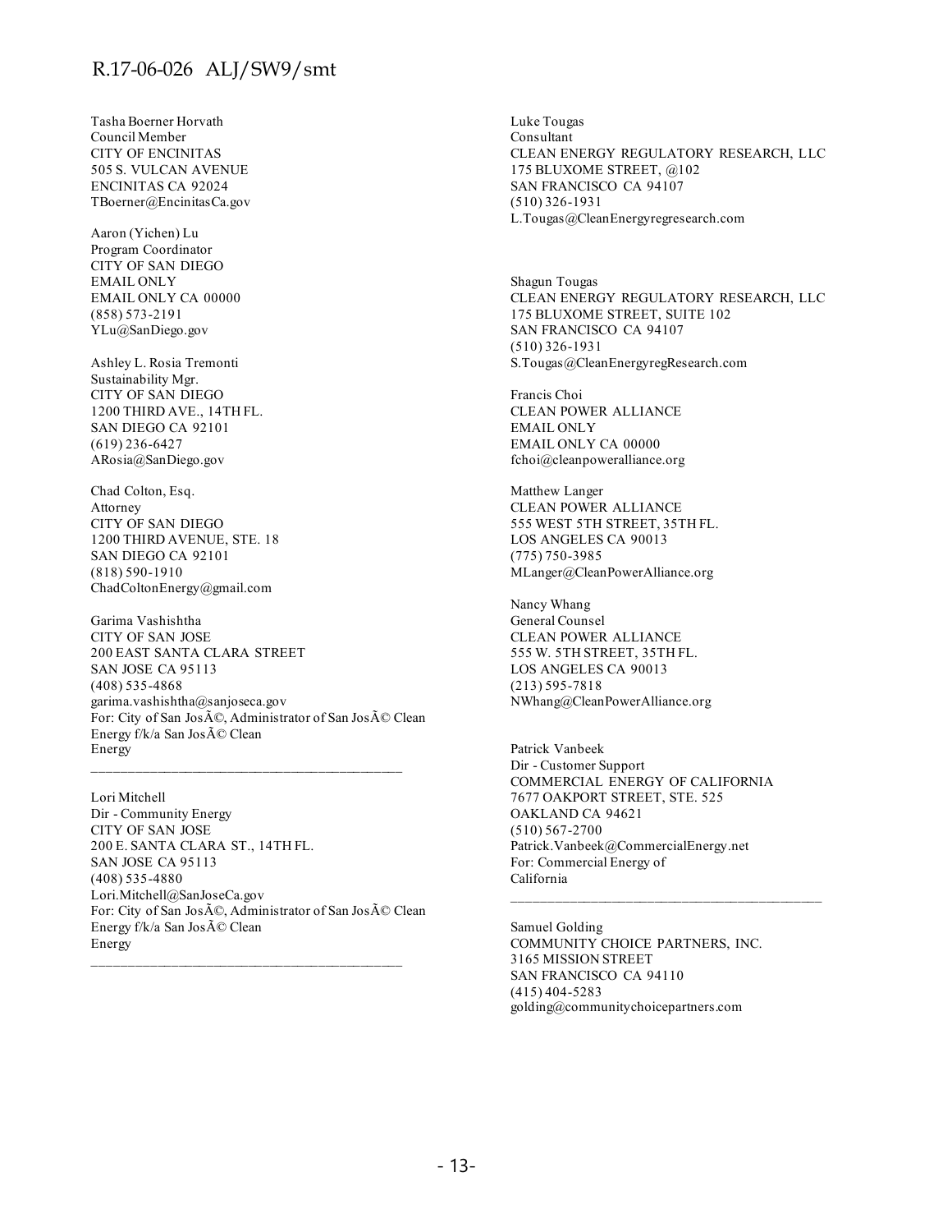Tasha Boerner Horvath
Council Member
CITY OF ENCINITAS
505 S. VULCAN AVENUE
ENCINITAS CA 92024
TBoerner@EncinitasCa.gov

Aaron (Yichen) Lu
Program Coordinator
CITY OF SAN DIEGO
EMAIL ONLY
EMAIL ONLY CA 00000
(858) 573-2191
YLu@SanDiego.gov

Ashley L. Rosia Tremonti
Sustainability Mgr.
CITY OF SAN DIEGO
1200 THIRD AVE., 14TH FL.
SAN DIEGO CA 92101
(619) 236-6427
ARosia@SanDiego.gov

Chad Colton, Esq.
Attorney
CITY OF SAN DIEGO
1200 THIRD AVENUE, STE. 18
SAN DIEGO CA 92101
(818) 590-1910
ChadColtonEnergy@gmail.com

Garima Vashishtha
CITY OF SAN JOSE
200 EAST SANTA CLARA STREET
SAN JOSE CA 95113
(408) 535-4868
garima.vashishtha@sanjoseca.gov
For: City of San JosÃ©, Administrator of San JosÃ© Clean Energy f/k/a San JosÃ© Clean Energy

---

Lori Mitchell
Dir - Community Energy
CITY OF SAN JOSE
200 E. SANTA CLARA ST., 14TH FL.
SAN JOSE CA 95113
(408) 535-4880
Lori.Mitchell@SanJoseCa.gov
For: City of San JosÃ©, Administrator of San JosÃ© Clean Energy f/k/a San JosÃ© Clean Energy

---

Luke Tougas
Consultant
CLEAN ENERGY REGULATORY RESEARCH, LLC
175 BLUXOME STREET, @102
SAN FRANCISCO CA 94107
(510) 326-1931
L.Tougas@CleanEnergyregresearch.com

Shagun Tougas
CLEAN ENERGY REGULATORY RESEARCH, LLC
175 BLUXOME STREET, SUITE 102
SAN FRANCISCO CA 94107
(510) 326-1931
S.Tougas@CleanEnergyregResearch.com

Francis Choi
CLEAN POWER ALLIANCE
EMAIL ONLY
EMAIL ONLY CA 00000
fchoi@cleanpoweralliance.org

Matthew Langer
CLEAN POWER ALLIANCE
555 WEST 5TH STREET, 35TH FL.
LOS ANGELES CA 90013
(775) 750-3985
MLanger@CleanPowerAlliance.org

Nancy Whang
General Counsel
CLEAN POWER ALLIANCE
555 W. 5TH STREET, 35TH FL.
LOS ANGELES CA 90013
(213) 595-7818
NWhang@CleanPowerAlliance.org

Patrick Vanbeek
Dir - Customer Support
COMMERCIAL ENERGY OF CALIFORNIA
7677 OAKPORT STREET, STE. 525
OAKLAND CA 94621
(510) 567-2700
Patrick.Vanbeek@CommercialEnergy.net
For: Commercial Energy of California

---

Samuel Golding
COMMUNITY CHOICE PARTNERS, INC.
3165 MISSION STREET
SAN FRANCISCO CA 94110
(415) 404-5283
golding@communitychoicepartners.com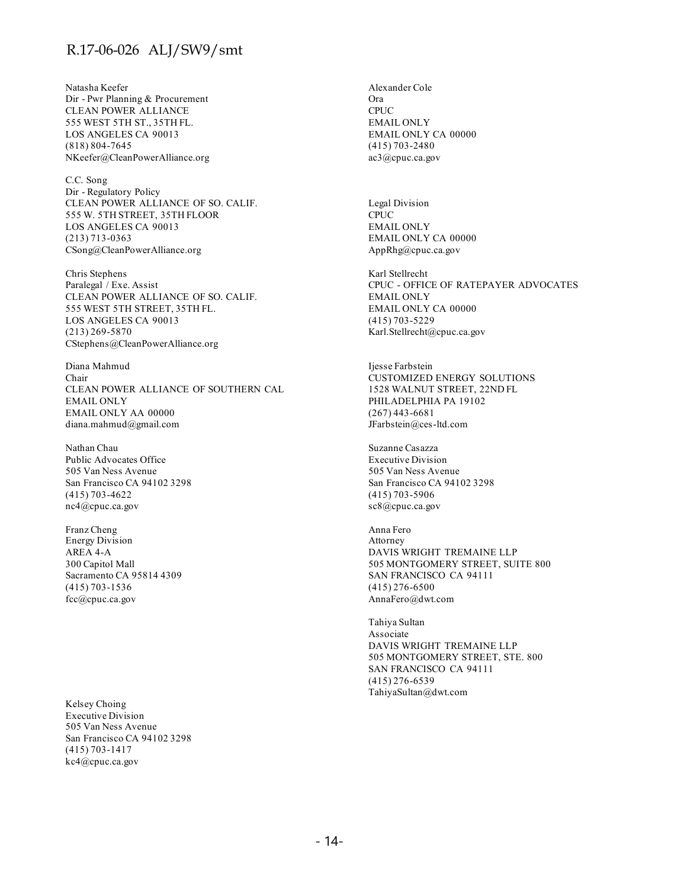Natasha Keefer
Dir - Pwr Planning & Procurement
CLEAN POWER ALLIANCE
555 WEST 5TH ST., 35TH FL.
LOS ANGELES CA 90013
(818) 804-7645
NKeefer@CleanPowerAlliance.org

C.C. Song
Dir - Regulatory Policy
CLEAN POWER ALLIANCE OF SO. CALIF.
555 W. 5TH STREET, 35TH FLOOR
LOS ANGELES CA 90013
(213) 713-0363
CSong@CleanPowerAlliance.org

Chris Stephens
Paralegal / Exe. Assist
CLEAN POWER ALLIANCE OF SO. CALIF.
555 WEST 5TH STREET, 35TH FL.
LOS ANGELES CA 90013
(213) 269-5870
CStephens@CleanPowerAlliance.org

Diana Mahmud
Chair
CLEAN POWER ALLIANCE OF SOUTHERN CAL
EMAIL ONLY
EMAIL ONLY AA 00000
diana.mahmud@gmail.com

Nathan Chau
Public Advocates Office
505 Van Ness Avenue
San Francisco CA 94102 3298
(415) 703-4622
nc4@cpuc.ca.gov

Franz Cheng
Energy Division
AREA 4-A
300 Capitol Mall
Sacramento CA 95814 4309
(415) 703-1536
fcc@cpuc.ca.gov

Kelsey Choing
Executive Division
505 Van Ness Avenue
San Francisco CA 94102 3298
(415) 703-1417
kc4@cpuc.ca.gov

Alexander Cole
Ora
CPUC
EMAIL ONLY
EMAIL ONLY CA 00000
(415) 703-2480
ac3@cpuc.ca.gov

Legal Division
CPUC
EMAIL ONLY
EMAIL ONLY CA 00000
AppRhg@cpuc.ca.gov

Karl Stellrecht
CPUC - OFFICE OF RATEPAYER ADVOCATES
EMAIL ONLY
EMAIL ONLY CA 00000
(415) 703-5229
Karl.Stellrecht@cpuc.ca.gov

Ijesse Farbstein
CUSTOMIZED ENERGY SOLUTIONS
1528 WALNUT STREET, 22ND FL
PHILADELPHIA PA 19102
(267) 443-6681
JFarbstein@ces-ltd.com

Suzanne Casazza
Executive Division
505 Van Ness Avenue
San Francisco CA 94102 3298
(415) 703-5906
sc8@cpuc.ca.gov

Anna Fero
Attorney
DAVIS WRIGHT TREMAINE LLP
505 MONTGOMERY STREET, SUITE 800
SAN FRANCISCO CA 94111
(415) 276-6500
AnnaFero@dwt.com

Tahiya Sultan
Associate
DAVIS WRIGHT TREMAINE LLP
505 MONTGOMERY STREET, STE. 800
SAN FRANCISCO CA 94111
(415) 276-6539
TahiyaSultan@dwt.com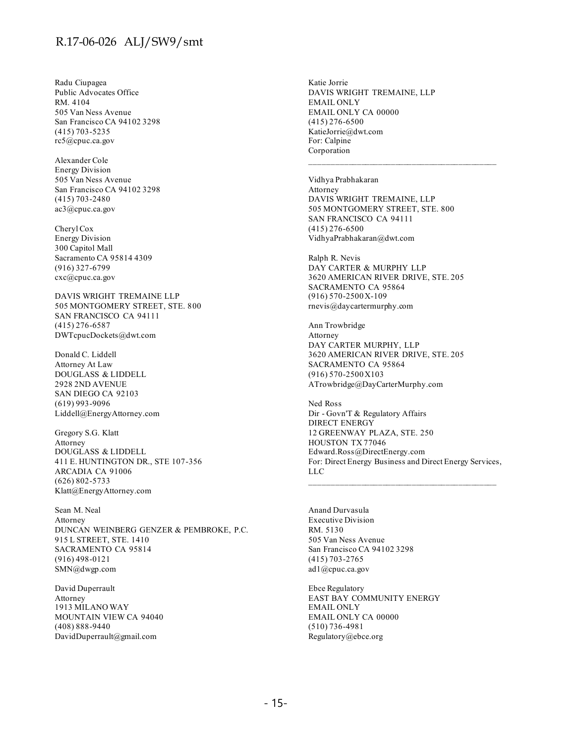Radu Ciupagea
Public Advocates Office
RM. 4104
505 Van Ness Avenue
San Francisco CA 94102 3298
(415) 703-5235
rc5@cpuc.ca.gov

Alexander Cole
Energy Division
505 Van Ness Avenue
San Francisco CA 94102 3298
(415) 703-2480
ac3@cpuc.ca.gov

Cheryl Cox
Energy Division
300 Capitol Mall
Sacramento CA 95814 4309
(916) 327-6799
cxc@cpuc.ca.gov

DAVIS WRIGHT TREMAINE LLP
505 MONTGOMERY STREET, STE. 800
SAN FRANCISCO CA 94111
(415) 276-6587
DWTcpucDockets@dwt.com

Donald C. Liddell
Attorney At Law
DOUGLASS & LIDDELL
2928 2ND AVENUE
SAN DIEGO CA 92103
(619) 993-9096
Liddell@EnergyAttorney.com

Gregory S.G. Klatt
Attorney
DOUGLASS & LIDDELL
411 E. HUNTINGTON DR., STE 107-356
ARCADIA CA 91006
(626) 802-5733
Klatt@EnergyAttorney.com

Sean M. Neal
Attorney
DUNCAN WEINBERG GENZER & PEMBROKE, P.C.
915 L STREET, STE. 1410
SACRAMENTO CA 95814
(916) 498-0121
SMN@dwgp.com

David Duperrault
Attorney
1913 MILANO WAY
MOUNTAIN VIEW CA 94040
(408) 888-9440
DavidDuperrault@gmail.com

Katie Jorrie
DAVIS WRIGHT TREMAINE, LLP
EMAIL ONLY
EMAIL ONLY CA 00000
(415) 276-6500
KatieJorrie@dwt.com
For: Calpine Corporation

---

Vidhya Prabhakaran
Attorney
DAVIS WRIGHT TREMAINE, LLP
505 MONTGOMERY STREET, STE. 800
SAN FRANCISCO CA 94111
(415) 276-6500
VidhyaPrabhakaran@dwt.com

Ralph R. Nevis
DAY CARTER & MURPHY LLP
3620 AMERICAN RIVER DRIVE, STE. 205
SACRAMENTO CA 95864
(916) 570-2500 X-109
rnevis@daycartermurphy.com

Ann Trowbridge
Attorney
DAY CARTER MURPHY, LLP
3620 AMERICAN RIVER DRIVE, STE. 205
SACRAMENTO CA 95864
(916) 570-2500 X103
ATrowbridge@DayCarterMurphy.com

Ned Ross
Dir - Govn'T & Regulatory Affairs
DIRECT ENERGY
12 GREENWAY PLAZA, STE. 250
HOUSTON TX 77046
Edward.Ross@DirectEnergy.com
For: Direct Energy Business and Direct Energy Services, LLC

---

Anand Durvasula
Executive Division
RM. 5130
505 Van Ness Avenue
San Francisco CA 94102 3298
(415) 703-2765
ad1@cpuc.ca.gov

Ebce Regulatory
EAST BAY COMMUNITY ENERGY
EMAIL ONLY
EMAIL ONLY CA 00000
(510) 736-4981
Regulatory@ebce.org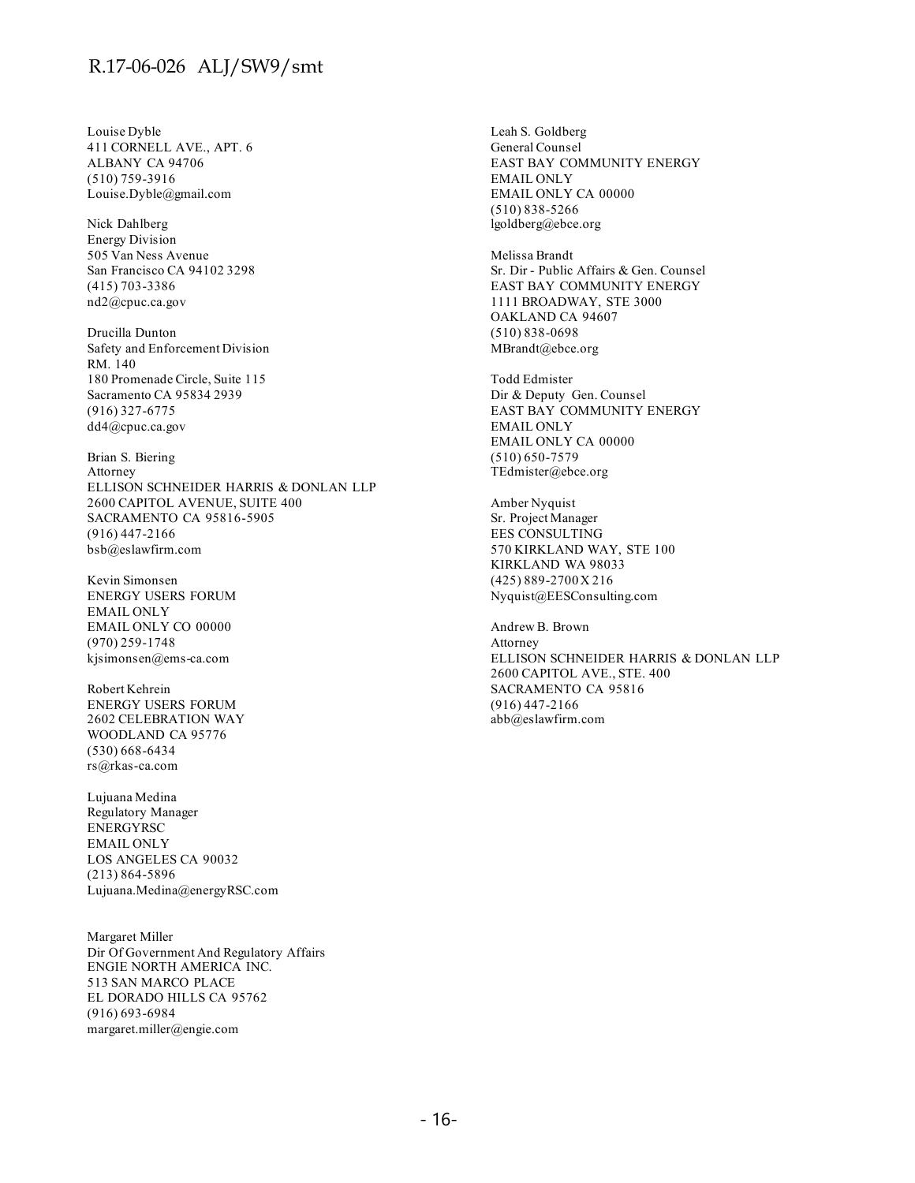Louise Dyble
411 CORNELL AVE., APT. 6
ALBANY CA 94706
(510) 759-3916
Louise.Dyble@gmail.com

Nick Dahlberg
Energy Division
505 Van Ness Avenue
San Francisco CA 94102 3298
(415) 703-3386
nd2@cpuc.ca.gov

Drucilla Dunton
Safety and Enforcement Division
RM. 140
180 Promenade Circle, Suite 115
Sacramento CA 95834 2939
(916) 327-6775
dd4@cpuc.ca.gov

Brian S. Biering
Attorney
ELLISON SCHNEIDER HARRIS & DONLAN LLP
2600 CAPITOL AVENUE, SUITE 400
SACRAMENTO CA 95816-5905
(916) 447-2166
bsb@eslawfirm.com

Kevin Simonsen
ENERGY USERS FORUM
EMAIL ONLY
EMAIL ONLY CO 00000
(970) 259-1748
kjsimonsen@ems-ca.com

Robert Kehrein
ENERGY USERS FORUM
2602 CELEBRATION WAY
WOODLAND CA 95776
(530) 668-6434
rs@rkas-ca.com

Lujuana Medina
Regulatory Manager
ENERGYRSC
EMAIL ONLY
LOS ANGELES CA 90032
(213) 864-5896
Lujuana.Medina@energyRSC.com

Margaret Miller
Dir Of Government And Regulatory Affairs
ENGIE NORTH AMERICA INC.
513 SAN MARCO PLACE
EL DORADO HILLS CA 95762
(916) 693-6984
margaret.miller@engie.com

Leah S. Goldberg
General Counsel
EAST BAY COMMUNITY ENERGY
EMAIL ONLY
EMAIL ONLY CA 00000
(510) 838-5266
lgoldberg@ebce.org

Melissa Brandt
Sr. Dir - Public Affairs & Gen. Counsel
EAST BAY COMMUNITY ENERGY
1111 BROADWAY, STE 3000
OAKLAND CA 94607
(510) 838-0698
MBrandt@ebce.org

Todd Edmister
Dir & Deputy Gen. Counsel
EAST BAY COMMUNITY ENERGY
EMAIL ONLY
EMAIL ONLY CA 00000
(510) 650-7579
TEdmister@ebce.org

Amber Nyquist
Sr. Project Manager
EES CONSULTING
570 KIRKLAND WAY, STE 100
KIRKLAND WA 98033
(425) 889-2700 X 216
Nyquist@EESConsulting.com

Andrew B. Brown
Attorney
ELLISON SCHNEIDER HARRIS & DONLAN LLP
2600 CAPITOL AVE., STE. 400
SACRAMENTO CA 95816
(916) 447-2166
abb@eslawfirm.com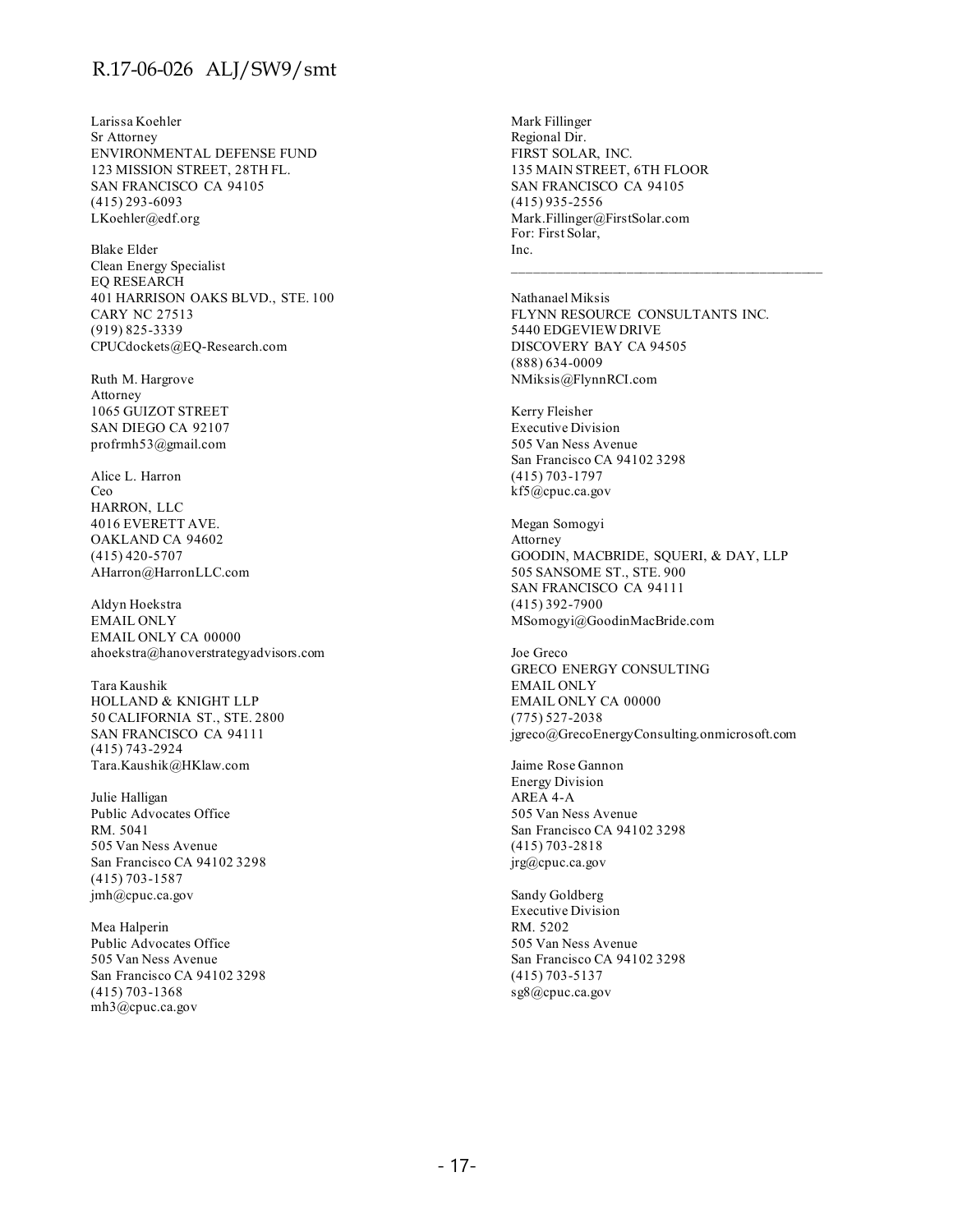Larissa Koehler
Sr Attorney
ENVIRONMENTAL DEFENSE FUND
123 MISSION STREET, 28TH FL.
SAN FRANCISCO CA 94105
(415) 293-6093
LKoehler@edf.org

Blake Elder
Clean Energy Specialist
EQ RESEARCH
401 HARRISON OAKS BLVD., STE. 100
CARY NC 27513
(919) 825-3339
CPUCdockets@EQ-Research.com

Ruth M. Hargrove
Attorney
1065 GUIZOT STREET
SAN DIEGO CA 92107
profrmh53@gmail.com

Alice L. Harron
Ceo
HARRON, LLC
4016 EVERETT AVE.
OAKLAND CA 94602
(415) 420-5707
AHarron@HarronLLC.com

Aldyn Hoekstra
EMAIL ONLY
EMAIL ONLY CA 00000
ahoekstra@hanoverstrategyadvisors.com

Tara Kaushik
HOLLAND & KNIGHT LLP
50 CALIFORNIA ST., STE. 2800
SAN FRANCISCO CA 94111
(415) 743-2924
Tara.Kaushik@HKlaw.com

Julie Halligan
Public Advocates Office
RM. 5041
505 Van Ness Avenue
San Francisco CA 94102 3298
(415) 703-1587
jmh@cpuc.ca.gov

Mea Halperin
Public Advocates Office
505 Van Ness Avenue
San Francisco CA 94102 3298
(415) 703-1368
mh3@cpuc.ca.gov

Mark Fillinger
Regional Dir.
FIRST SOLAR, INC.
135 MAIN STREET, 6TH FLOOR
SAN FRANCISCO CA 94105
(415) 935-2556
Mark.Fillinger@FirstSolar.com
For: First Solar, Inc.

---

Nathanael Miksis
FLYNN RESOURCE CONSULTANTS INC.
5440 EDGEVIEW DRIVE
DISCOVERY BAY CA 94505
(888) 634-0009
NMiksis@FlynnRCI.com

Kerry Fleisher
Executive Division
505 Van Ness Avenue
San Francisco CA 94102 3298
(415) 703-1797
kf5@cpuc.ca.gov

Megan Somogyi
Attorney
GOODIN, MACBRIDE, SQUERI, & DAY, LLP
505 SANSOME ST., STE. 900
SAN FRANCISCO CA 94111
(415) 392-7900
MSomogyi@GoodinMacBride.com

Joe Greco
GRECO ENERGY CONSULTING
EMAIL ONLY
EMAIL ONLY CA 00000
(775) 527-2038
jgreco@GrecoEnergyConsulting.onmicrosoft.com

Jaime Rose Gannon
Energy Division
AREA 4-A
505 Van Ness Avenue
San Francisco CA 94102 3298
(415) 703-2818
jrg@cpuc.ca.gov

Sandy Goldberg
Executive Division
RM. 5202
505 Van Ness Avenue
San Francisco CA 94102 3298
(415) 703-5137
sg8@cpuc.ca.gov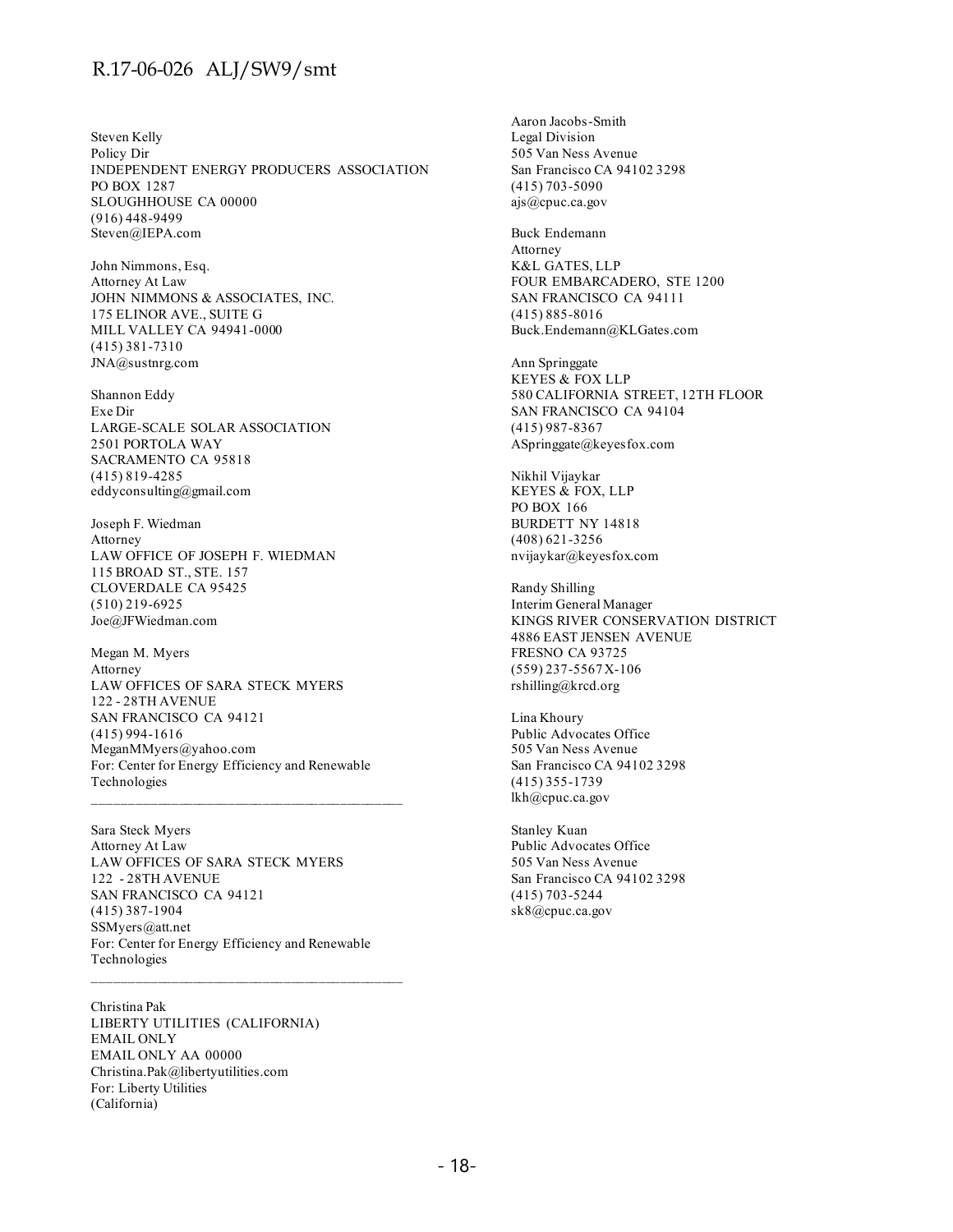Steven Kelly
Policy Dir
INDEPENDENT ENERGY PRODUCERS ASSOCIATION
PO BOX 1287
SLOUGHHOUSE CA 00000
(916) 448-9499
Steven@IEPA.com

John Nimmons, Esq.
Attorney At Law
JOHN NIMMONS & ASSOCIATES, INC.
175 ELINOR AVE., SUITE G
MILL VALLEY CA 94941-0000
(415) 381-7310
JNA@sustnrg.com

Shannon Eddy
Exe Dir
LARGE-SCALE SOLAR ASSOCIATION
2501 PORTOLA WAY
SACRAMENTO CA 95818
(415) 819-4285
eddyconsulting@gmail.com

Joseph F. Wiedman
Attorney
LAW OFFICE OF JOSEPH F. WIEDMAN
115 BROAD ST., STE. 157
CLOVERDALE CA 95425
(510) 219-6925
Joe@JFWiedman.com

Megan M. Myers
Attorney
LAW OFFICES OF SARA STECK MYERS
122 - 28TH AVENUE
SAN FRANCISCO CA 94121
(415) 994-1616
MeganMMyers@yahoo.com
For: Center for Energy Efficiency and Renewable Technologies

---

Sara Steck Myers
Attorney At Law
LAW OFFICES OF SARA STECK MYERS
122 - 28TH AVENUE
SAN FRANCISCO CA 94121
(415) 387-1904
SSMyers@att.net
For: Center for Energy Efficiency and Renewable Technologies

---

Christina Pak
LIBERTY UTILITIES (CALIFORNIA)
EMAIL ONLY
EMAIL ONLY AA 00000
Christina.Pak@libertyutilities.com
For: Liberty Utilities (California)

Aaron Jacobs-Smith
Legal Division
505 Van Ness Avenue
San Francisco CA 94102 3298
(415) 703-5090
ajs@cpuc.ca.gov

Buck Endemann
Attorney
K&L GATES, LLP
FOUR EMBARCADERO, STE 1200
SAN FRANCISCO CA 94111
(415) 885-8016
Buck.Endemann@KLGates.com

Ann Springgate
KEYES & FOX LLP
580 CALIFORNIA STREET, 12TH FLOOR
SAN FRANCISCO CA 94104
(415) 987-8367
ASpringgate@keyesfox.com

Nikhil Vijaykar
KEYES & FOX, LLP
PO BOX 166
BURDETT NY 14818
(408) 621-3256
nvijaykar@keyesfox.com

Randy Shilling
Interim General Manager
KINGS RIVER CONSERVATION DISTRICT
4886 EAST JENSEN AVENUE
FRESNO CA 93725
(559) 237-5567 X-106
rshilling@krcd.org

Lina Khoury
Public Advocates Office
505 Van Ness Avenue
San Francisco CA 94102 3298
(415) 355-1739
lkh@cpuc.ca.gov

Stanley Kuan
Public Advocates Office
505 Van Ness Avenue
San Francisco CA 94102 3298
(415) 703-5244
sk8@cpuc.ca.gov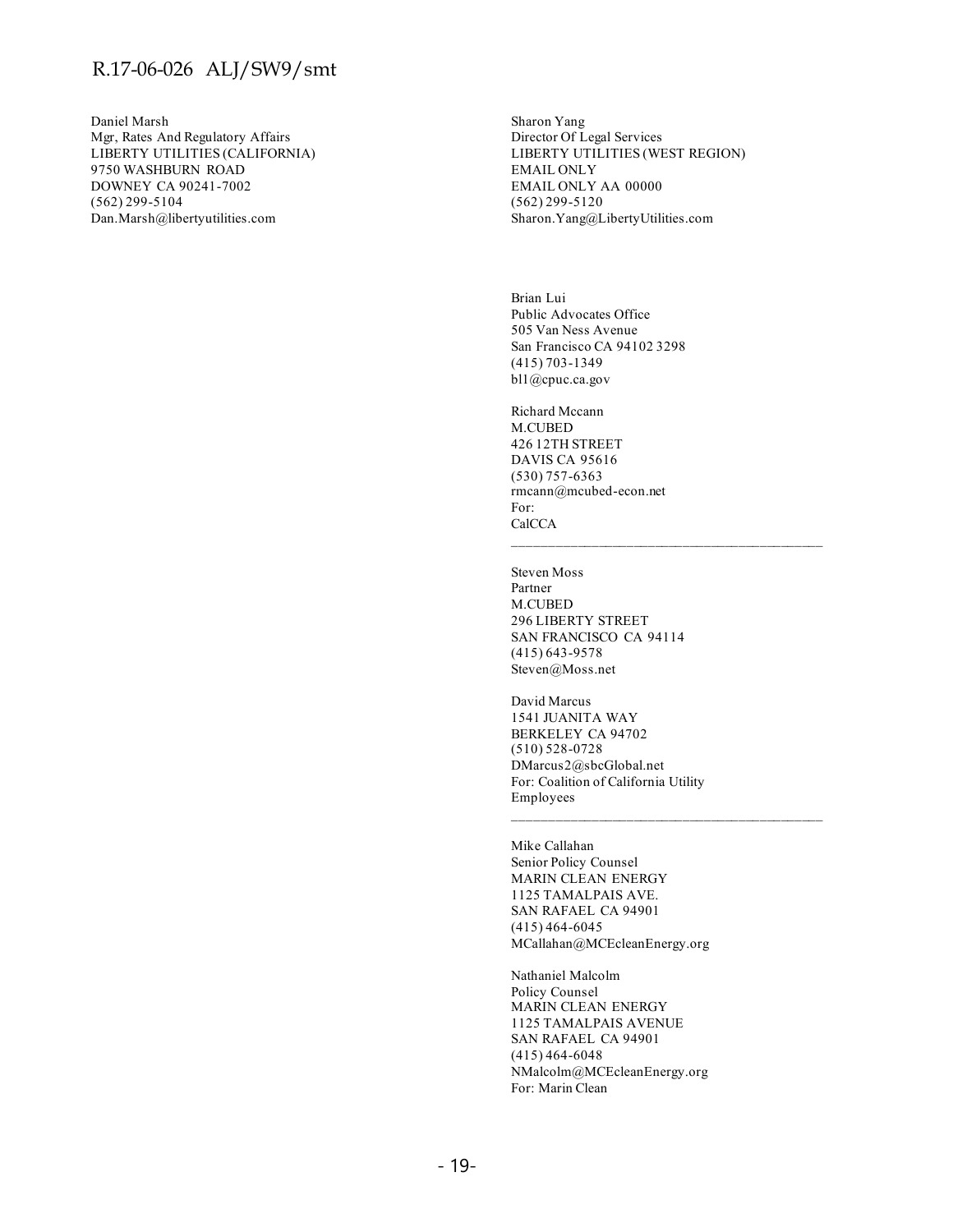Daniel Marsh
Mgr, Rates And Regulatory Affairs
LIBERTY UTILITIES (CALIFORNIA)
9750 WASHBURN ROAD
DOWNEY CA 90241-7002
(562) 299-5104
Dan.Marsh@libertyutilities.com

Sharon Yang
Director Of Legal Services
LIBERTY UTILITIES (WEST REGION)
EMAIL ONLY
EMAIL ONLY AA 00000
(562) 299-5120
Sharon.Yang@LibertyUtilities.com

Brian Lui
Public Advocates Office
505 Van Ness Avenue
San Francisco CA 94102 3298
(415) 703-1349
bl1@cpuc.ca.gov

Richard Mccann
M.CUBED
426 12TH STREET
DAVIS CA 95616
(530) 757-6363
rmcann@mcubed-econ.net
For:
CalCCA

---

Steven Moss
Partner
M.CUBED
296 LIBERTY STREET
SAN FRANCISCO CA 94114
(415) 643-9578
Steven@Moss.net

David Marcus
1541 JUANITA WAY
BERKELEY CA 94702
(510) 528-0728
DMarcus2@sbcGlobal.net
For: Coalition of California Utility Employees

---

Mike Callahan
Senior Policy Counsel
MARIN CLEAN ENERGY
1125 TAMALPAIS AVE.
SAN RAFAEL CA 94901
(415) 464-6045
MCallahan@MCEcleanEnergy.org

Nathaniel Malcolm
Policy Counsel
MARIN CLEAN ENERGY
1125 TAMALPAIS AVENUE
SAN RAFAEL CA 94901
(415) 464-6048
NMalcolm@MCEcleanEnergy.org
For: Marin Clean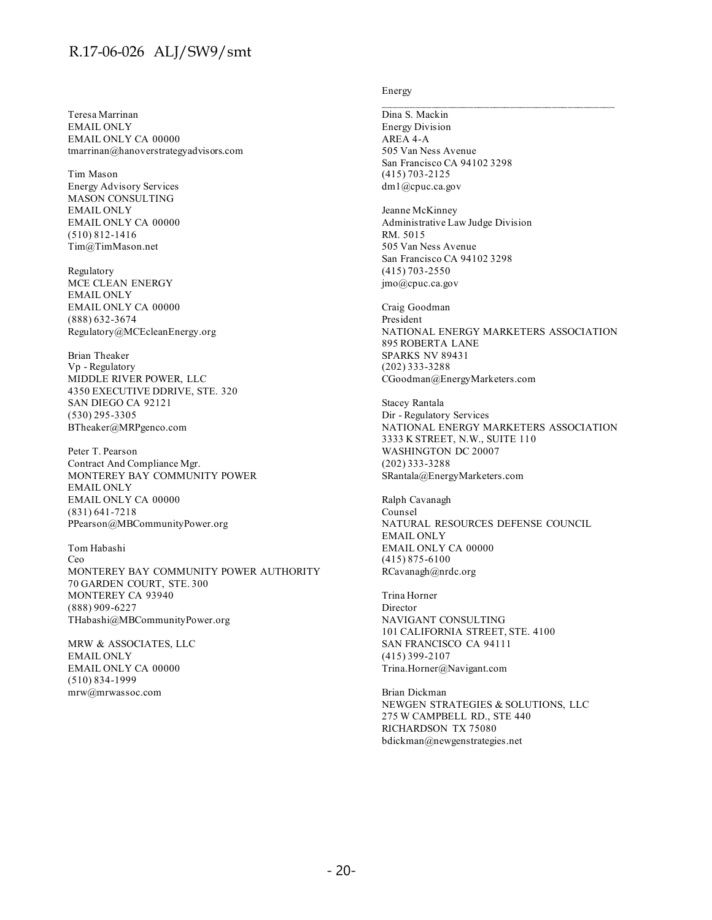Teresa Marrinan
EMAIL ONLY
EMAIL ONLY CA 00000
tmarrinan@hanoverstrategyadvisors.com

Tim Mason
Energy Advisory Services
MASON CONSULTING
EMAIL ONLY
EMAIL ONLY CA 00000
(510) 812-1416
Tim@TimMason.net

Regulatory
MCE CLEAN ENERGY
EMAIL ONLY
EMAIL ONLY CA 00000
(888) 632-3674
Regulatory@MCEcleanEnergy.org

Brian Theaker
Vp - Regulatory
MIDDLE RIVER POWER, LLC
4350 EXECUTIVE DDRIVE, STE. 320
SAN DIEGO CA 92121
(530) 295-3305
BTheaker@MRPgenco.com

Peter T. Pearson
Contract And Compliance Mgr.
MONTEREY BAY COMMUNITY POWER
EMAIL ONLY
EMAIL ONLY CA 00000
(831) 641-7218
PPearson@MBCommunityPower.org

Tom Habashi
Ceo
MONTEREY BAY COMMUNITY POWER AUTHORITY
70 GARDEN COURT, STE. 300
MONTEREY CA 93940
(888) 909-6227
THabashi@MBCommunityPower.org

MRW & ASSOCIATES, LLC
EMAIL ONLY
EMAIL ONLY CA 00000
(510) 834-1999
mrw@mrwassoc.com

Energy

---

Dina S. Mackin
Energy Division
AREA 4-A
505 Van Ness Avenue
San Francisco CA 94102 3298
(415) 703-2125
dm1@cpuc.ca.gov

Jeanne McKinney
Administrative Law Judge Division
RM. 5015
505 Van Ness Avenue
San Francisco CA 94102 3298
(415) 703-2550
jmo@cpuc.ca.gov

Craig Goodman
President
NATIONAL ENERGY MARKETERS ASSOCIATION
895 ROBERTA LANE
SPARKS NV 89431
(202) 333-3288
CGoodman@EnergyMarketers.com

Stacey Rantala
Dir - Regulatory Services
NATIONAL ENERGY MARKETERS ASSOCIATION
3333 K STREET, N.W., SUITE 110
WASHINGTON DC 20007
(202) 333-3288
SRantala@EnergyMarketers.com

Ralph Cavanagh
Counsel
NATURAL RESOURCES DEFENSE COUNCIL
EMAIL ONLY
EMAIL ONLY CA 00000
(415) 875-6100
RCavanagh@nrdc.org

Trina Horner
Director
NAVIGANT CONSULTING
101 CALIFORNIA STREET, STE. 4100
SAN FRANCISCO CA 94111
(415) 399-2107
Trina.Horner@Navigant.com

Brian Dickman
NEWGEN STRATEGIES & SOLUTIONS, LLC
275 W CAMPBELL RD., STE 440
RICHARDSON TX 75080
bdickman@newgenstrategies.net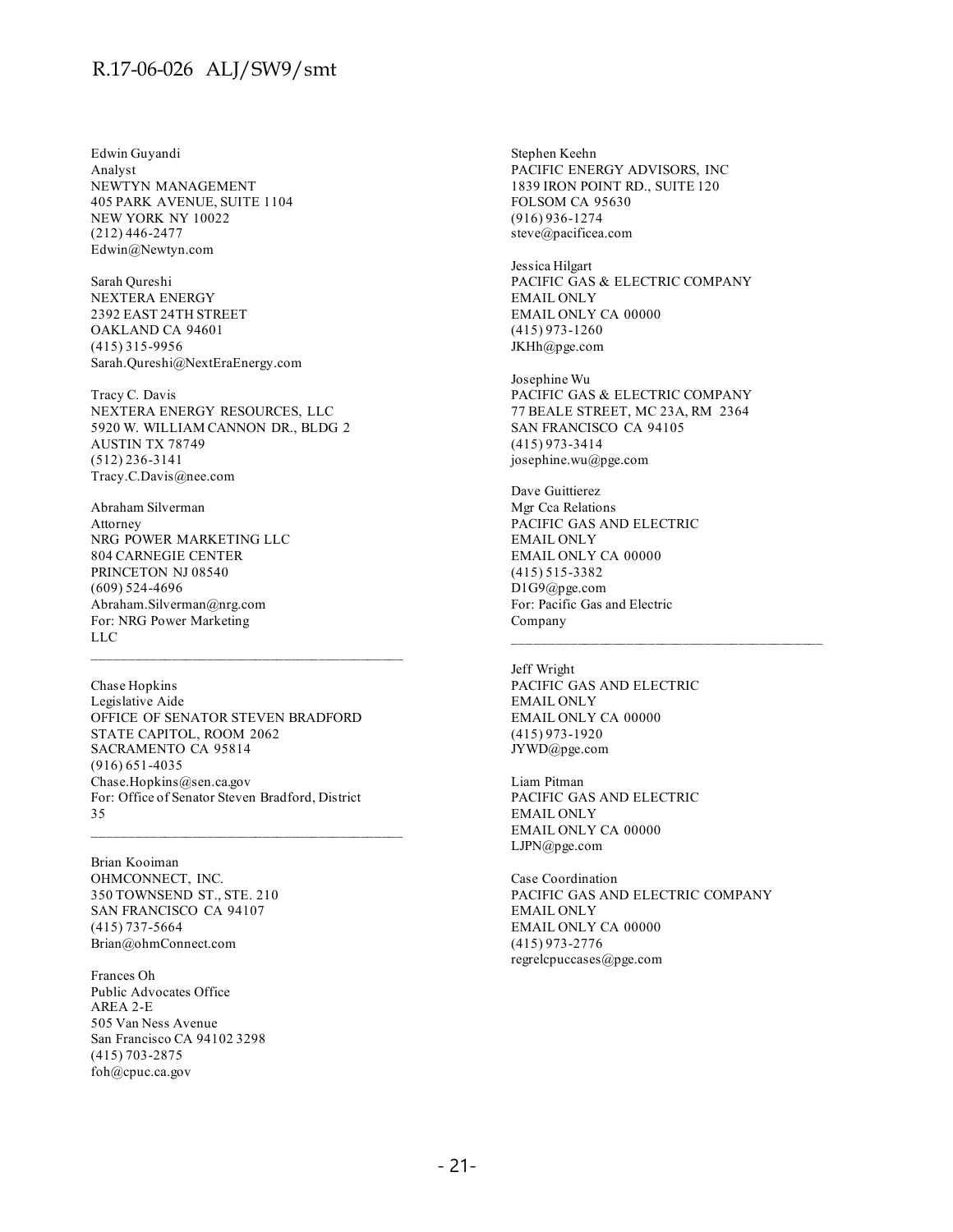Edwin Guyandi  
Analyst  
NEWTYN MANAGEMENT  
405 PARK AVENUE, SUITE 1104  
NEW YORK NY 10022  
(212) 446-2477  
Edwin@Newtyn.com

Sarah Qureshi  
NEXTERA ENERGY  
2392 EAST 24TH STREET  
OAKLAND CA 94601  
(415) 315-9956  
Sarah.Qureshi@NextEraEnergy.com

Tracy C. Davis  
NEXTERA ENERGY RESOURCES, LLC  
5920 W. WILLIAM CANNON DR., BLDG 2  
AUSTIN TX 78749  
(512) 236-3141  
Tracy.C.Davis@nee.com

Abraham Silverman  
Attorney  
NRG POWER MARKETING LLC  
804 CARNEGIE CENTER  
PRINCETON NJ 08540  
(609) 524-4696  
Abraham.Silverman@nrg.com  
For: NRG Power Marketing LLC

---

Chase Hopkins  
Legislative Aide  
OFFICE OF SENATOR STEVEN BRADFORD  
STATE CAPITOL, ROOM 2062  
SACRAMENTO CA 95814  
(916) 651-4035  
Chase.Hopkins@sen.ca.gov  
For: Office of Senator Steven Bradford, District 35

---

Brian Kooiman  
OHMCONNECT, INC.  
350 TOWNSEND ST., STE. 210  
SAN FRANCISCO CA 94107  
(415) 737-5664  
Brian@ohmConnect.com

Frances Oh  
Public Advocates Office  
AREA 2-E  
505 Van Ness Avenue  
San Francisco CA 94102 3298  
(415) 703-2875  
foh@cpuc.ca.gov

Stephen Keehn  
PACIFIC ENERGY ADVISORS, INC  
1839 IRON POINT RD., SUITE 120  
FOLSOM CA 95630  
(916) 936-1274  
steve@pacificea.com

Jessica Hilgart  
PACIFIC GAS & ELECTRIC COMPANY  
EMAIL ONLY  
EMAIL ONLY CA 00000  
(415) 973-1260  
JKHh@pge.com

Josephine Wu  
PACIFIC GAS & ELECTRIC COMPANY  
77 BEALE STREET, MC 23A, RM 2364  
SAN FRANCISCO CA 94105  
(415) 973-3414  
josephine.wu@pge.com

Dave Guittierez  
Mgr Cca Relations  
PACIFIC GAS AND ELECTRIC  
EMAIL ONLY  
EMAIL ONLY CA 00000  
(415) 515-3382  
D1G9@pge.com  
For: Pacific Gas and Electric Company

---

Jeff Wright  
PACIFIC GAS AND ELECTRIC  
EMAIL ONLY  
EMAIL ONLY CA 00000  
(415) 973-1920  
JYWD@pge.com

Liam Pitman  
PACIFIC GAS AND ELECTRIC  
EMAIL ONLY  
EMAIL ONLY CA 00000  
LJPN@pge.com

Case Coordination  
PACIFIC GAS AND ELECTRIC COMPANY  
EMAIL ONLY  
EMAIL ONLY CA 00000  
(415) 973-2776  
regrelcpuccases@pge.com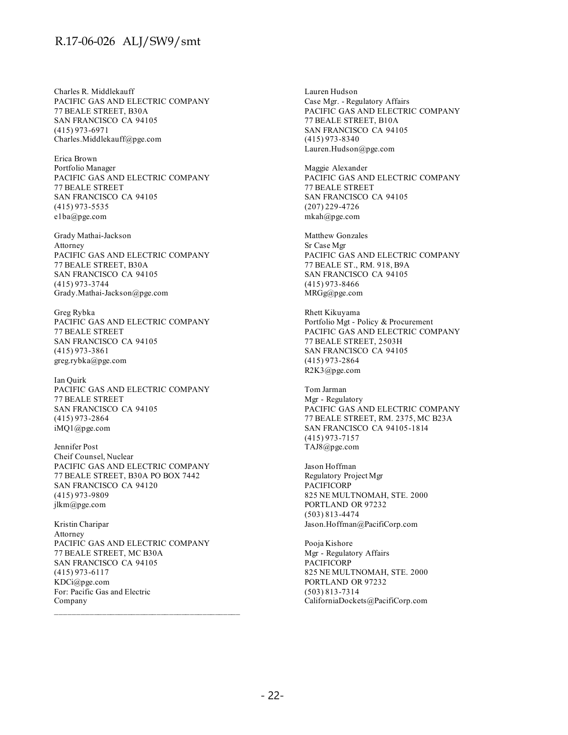Charles R. Middlekauff
PACIFIC GAS AND ELECTRIC COMPANY
77 BEALE STREET, B30A
SAN FRANCISCO CA 94105
(415) 973-6971
Charles.Middlekauff@pge.com

Erica Brown
Portfolio Manager
PACIFIC GAS AND ELECTRIC COMPANY
77 BEALE STREET
SAN FRANCISCO CA 94105
(415) 973-5535
e1ba@pge.com

Grady Mathai-Jackson
Attorney
PACIFIC GAS AND ELECTRIC COMPANY
77 BEALE STREET, B30A
SAN FRANCISCO CA 94105
(415) 973-3744
Grady.Mathai-Jackson@pge.com

Greg Rybka
PACIFIC GAS AND ELECTRIC COMPANY
77 BEALE STREET
SAN FRANCISCO CA 94105
(415) 973-3861
greg.rybka@pge.com

Ian Quirk
PACIFIC GAS AND ELECTRIC COMPANY
77 BEALE STREET
SAN FRANCISCO CA 94105
(415) 973-2864
iMQ1@pge.com

Jennifer Post
Cheif Counsel, Nuclear
PACIFIC GAS AND ELECTRIC COMPANY
77 BEALE STREET, B30A PO BOX 7442
SAN FRANCISCO CA 94120
(415) 973-9809
jlkm@pge.com

Kristin Charipar
Attorney
PACIFIC GAS AND ELECTRIC COMPANY
77 BEALE STREET, MC B30A
SAN FRANCISCO CA 94105
(415) 973-6117
KDCi@pge.com
For: Pacific Gas and Electric Company

---

Lauren Hudson
Case Mgr. - Regulatory Affairs
PACIFIC GAS AND ELECTRIC COMPANY
77 BEALE STREET, B10A
SAN FRANCISCO CA 94105
(415) 973-8340
Lauren.Hudson@pge.com

Maggie Alexander
PACIFIC GAS AND ELECTRIC COMPANY
77 BEALE STREET
SAN FRANCISCO CA 94105
(207) 229-4726
mkah@pge.com

Matthew Gonzales
Sr Case Mgr
PACIFIC GAS AND ELECTRIC COMPANY
77 BEALE ST., RM. 918, B9A
SAN FRANCISCO CA 94105
(415) 973-8466
MRGg@pge.com

Rhett Kikuyama
Portfolio Mgt - Policy & Procurement
PACIFIC GAS AND ELECTRIC COMPANY
77 BEALE STREET, 2503H
SAN FRANCISCO CA 94105
(415) 973-2864
R2K3@pge.com

Tom Jarman
Mgr - Regulatory
PACIFIC GAS AND ELECTRIC COMPANY
77 BEALE STREET, RM. 2375, MC B23A
SAN FRANCISCO CA 94105-1814
(415) 973-7157
TAJ8@pge.com

Jason Hoffman
Regulatory Project Mgr
PACIFICORP
825 NE MULTNOMAH, STE. 2000
PORTLAND OR 97232
(503) 813-4474
Jason.Hoffman@PacifiCorp.com

Pooja Kishore
Mgr - Regulatory Affairs
PACIFICORP
825 NE MULTNOMAH, STE. 2000
PORTLAND OR 97232
(503) 813-7314
CaliforniaDockets@PacifiCorp.com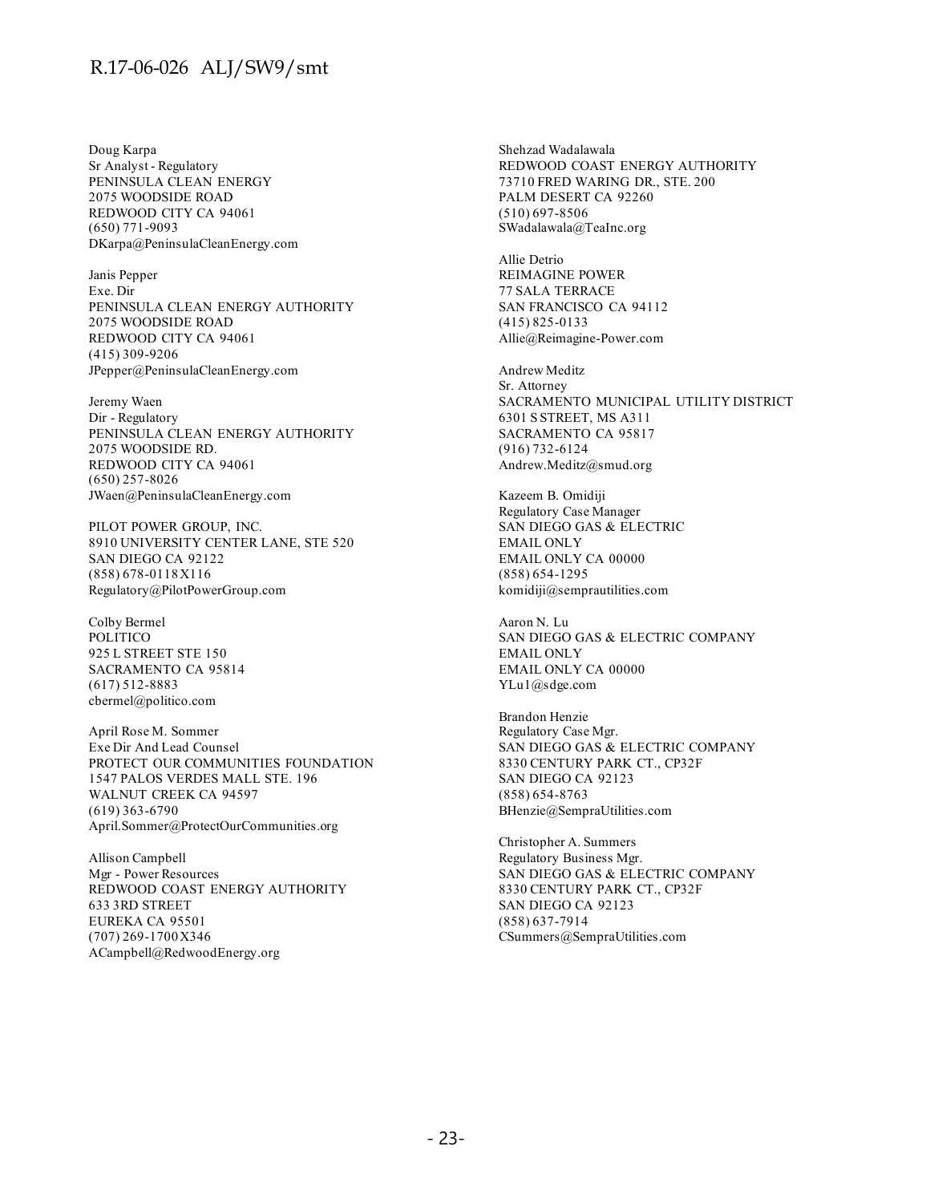Doug Karpa
Sr Analyst - Regulatory
PENINSULA CLEAN ENERGY
2075 WOODSIDE ROAD
REDWOOD CITY CA 94061
(650) 771-9093
DKarpa@PeninsulaCleanEnergy.com

Janis Pepper
Exe. Dir
PENINSULA CLEAN ENERGY AUTHORITY
2075 WOODSIDE ROAD
REDWOOD CITY CA 94061
(415) 309-9206
JPepper@PeninsulaCleanEnergy.com

Jeremy Waen
Dir - Regulatory
PENINSULA CLEAN ENERGY AUTHORITY
2075 WOODSIDE RD.
REDWOOD CITY CA 94061
(650) 257-8026
JWaen@PeninsulaCleanEnergy.com

PILOT POWER GROUP, INC.
8910 UNIVERSITY CENTER LANE, STE 520
SAN DIEGO CA 92122
(858) 678-0118 X116
Regulatory@PilotPowerGroup.com

Colby Bermel
POLITICO
925 L STREET STE 150
SACRAMENTO CA 95814
(617) 512-8883
cbermel@politico.com

April Rose M. Sommer
Exe Dir And Lead Counsel
PROTECT OUR COMMUNITIES FOUNDATION
1547 PALOS VERDES MALL STE. 196
WALNUT CREEK CA 94597
(619) 363-6790
April.Sommer@ProtectOurCommunities.org

Allison Campbell
Mgr - Power Resources
REDWOOD COAST ENERGY AUTHORITY
633 3RD STREET
EUREKA CA 95501
(707) 269-1700 X346
ACampbell@RedwoodEnergy.org

Shehzad Wadalawala
REDWOOD COAST ENERGY AUTHORITY
73710 FRED WARING DR., STE. 200
PALM DESERT CA 92260
(510) 697-8506
SWadalawala@TeaInc.org

Allie Detrio
REIMAGINE POWER
77 SALA TERRACE
SAN FRANCISCO CA 94112
(415) 825-0133
Allie@Reimagine-Power.com

Andrew Meditz
Sr. Attorney
SACRAMENTO MUNICIPAL UTILITY DISTRICT
6301 S STREET, MS A311
SACRAMENTO CA 95817
(916) 732-6124
Andrew.Meditz@smud.org

Kazeem B. Omidiji
Regulatory Case Manager
SAN DIEGO GAS & ELECTRIC
EMAIL ONLY
EMAIL ONLY CA 00000
(858) 654-1295
komidiji@semprautilities.com

Aaron N. Lu
SAN DIEGO GAS & ELECTRIC COMPANY
EMAIL ONLY
EMAIL ONLY CA 00000
YLu1@sdge.com

Brandon Henzie
Regulatory Case Mgr.
SAN DIEGO GAS & ELECTRIC COMPANY
8330 CENTURY PARK CT., CP32F
SAN DIEGO CA 92123
(858) 654-8763
BHenzie@SempraUtilities.com

Christopher A. Summers
Regulatory Business Mgr.
SAN DIEGO GAS & ELECTRIC COMPANY
8330 CENTURY PARK CT., CP32F
SAN DIEGO CA 92123
(858) 637-7914
CSummers@SempraUtilities.com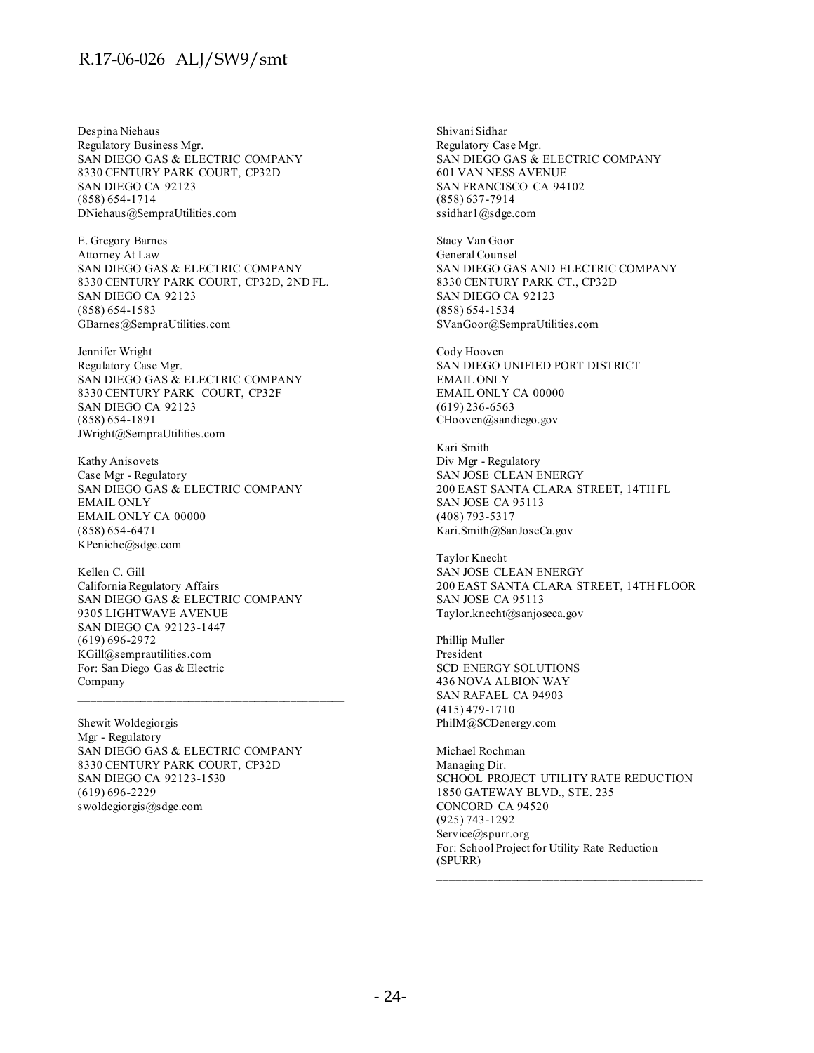Despina Niehaus
Regulatory Business Mgr.
SAN DIEGO GAS & ELECTRIC COMPANY
8330 CENTURY PARK COURT, CP32D
SAN DIEGO CA 92123
(858) 654-1714
DNiehaus@SempraUtilities.com

E. Gregory Barnes
Attorney At Law
SAN DIEGO GAS & ELECTRIC COMPANY
8330 CENTURY PARK COURT, CP32D, 2ND FL.
SAN DIEGO CA 92123
(858) 654-1583
GBarnes@SempraUtilities.com

Jennifer Wright
Regulatory Case Mgr.
SAN DIEGO GAS & ELECTRIC COMPANY
8330 CENTURY PARK COURT, CP32F
SAN DIEGO CA 92123
(858) 654-1891
JWright@SempraUtilities.com

Kathy Anisovets
Case Mgr - Regulatory
SAN DIEGO GAS & ELECTRIC COMPANY
EMAIL ONLY
EMAIL ONLY CA 00000
(858) 654-6471
KPeniche@sdge.com

Kellen C. Gill
California Regulatory Affairs
SAN DIEGO GAS & ELECTRIC COMPANY
9305 LIGHTWAVE AVENUE
SAN DIEGO CA 92123-1447
(619) 696-2972
KGill@semprautilities.com
For: San Diego Gas & Electric Company

---

Shewit Woldegiorgis
Mgr - Regulatory
SAN DIEGO GAS & ELECTRIC COMPANY
8330 CENTURY PARK COURT, CP32D
SAN DIEGO CA 92123-1530
(619) 696-2229
swoldegiorgis@sdge.com

Shivani Sidhar
Regulatory Case Mgr.
SAN DIEGO GAS & ELECTRIC COMPANY
601 VAN NESS AVENUE
SAN FRANCISCO CA 94102
(858) 637-7914
ssidhar1@sdge.com

Stacy Van Goor
General Counsel
SAN DIEGO GAS AND ELECTRIC COMPANY
8330 CENTURY PARK CT., CP32D
SAN DIEGO CA 92123
(858) 654-1534
SVanGoor@SempraUtilities.com

Cody Hooven
SAN DIEGO UNIFIED PORT DISTRICT
EMAIL ONLY
EMAIL ONLY CA 00000
(619) 236-6563
CHooven@sandiego.gov

Kari Smith
Div Mgr - Regulatory
SAN JOSE CLEAN ENERGY
200 EAST SANTA CLARA STREET, 14TH FL
SAN JOSE CA 95113
(408) 793-5317
Kari.Smith@SanJoseCa.gov

Taylor Knecht
SAN JOSE CLEAN ENERGY
200 EAST SANTA CLARA STREET, 14TH FLOOR
SAN JOSE CA 95113
Taylor.knecht@sanjoseca.gov

Phillip Muller
President
SCD ENERGY SOLUTIONS
436 NOVA ALBION WAY
SAN RAFAEL CA 94903
(415) 479-1710
PhilM@SCDenergy.com

Michael Rochman
Managing Dir.
SCHOOL PROJECT UTILITY RATE REDUCTION
1850 GATEWAY BLVD., STE. 235
CONCORD CA 94520
(925) 743-1292
Service@spurr.org
For: School Project for Utility Rate Reduction (SPURR)

---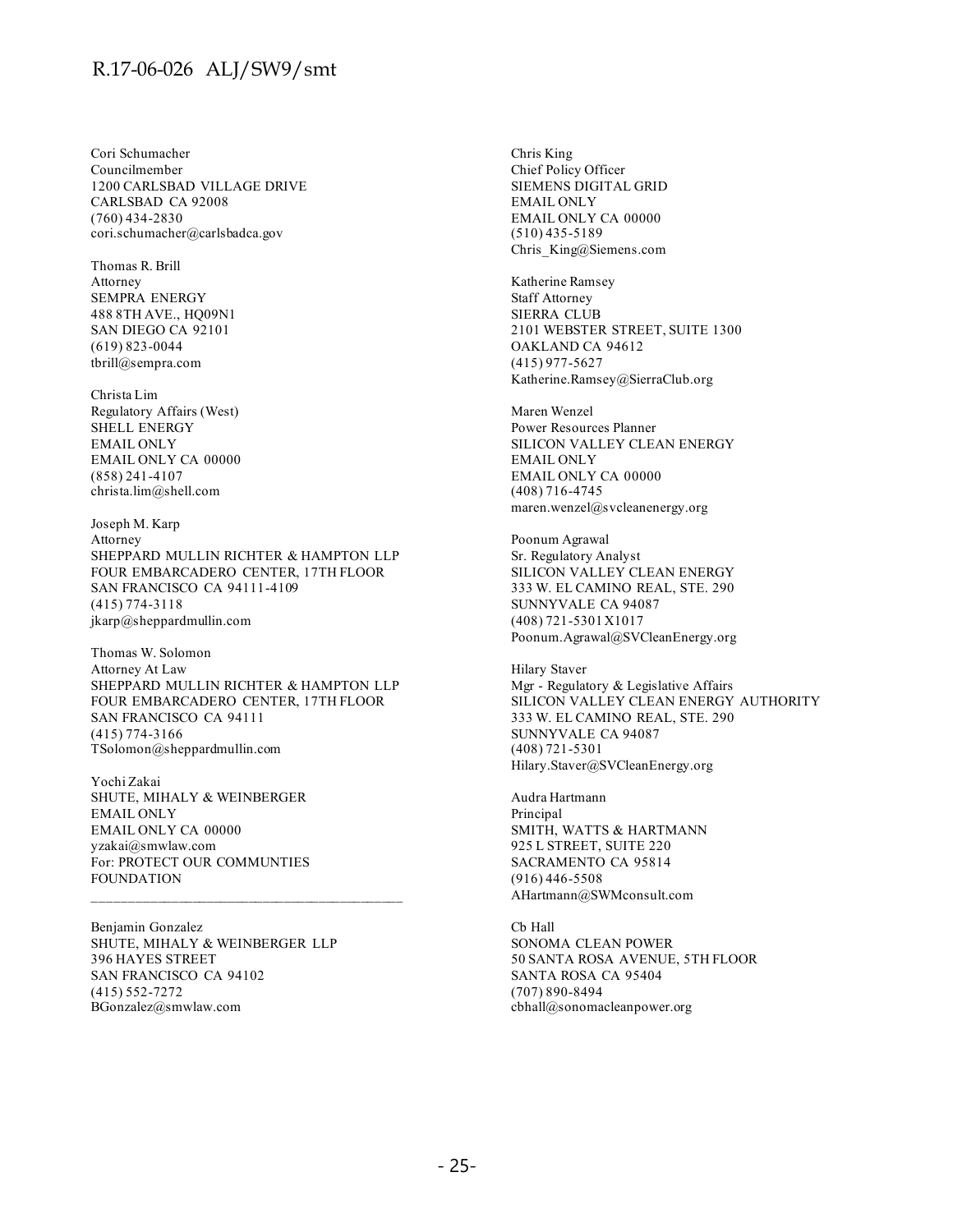Cori Schumacher
Councilmember
1200 CARLSBAD VILLAGE DRIVE
CARLSBAD CA 92008
(760) 434-2830
cori.schumacher@carlsbadca.gov

Thomas R. Brill
Attorney
SEMPRA ENERGY
488 8TH AVE., HQ09N1
SAN DIEGO CA 92101
(619) 823-0044
tbrill@sempra.com

Christa Lim
Regulatory Affairs (West)
SHELL ENERGY
EMAIL ONLY
EMAIL ONLY CA 00000
(858) 241-4107
christa.lim@shell.com

Joseph M. Karp
Attorney
SHEPPARD MULLIN RICHTER & HAMPTON LLP
FOUR EMBARCADERO CENTER, 17TH FLOOR
SAN FRANCISCO CA 94111-4109
(415) 774-3118
jkarp@sheppardmullin.com

Thomas W. Solomon
Attorney At Law
SHEPPARD MULLIN RICHTER & HAMPTON LLP
FOUR EMBARCADERO CENTER, 17TH FLOOR
SAN FRANCISCO CA 94111
(415) 774-3166
TSolomon@sheppardmullin.com

Yochi Zakai
SHUTE, MIHALY & WEINBERGER
EMAIL ONLY
EMAIL ONLY CA 00000
yzakai@smwlaw.com
For: PROTECT OUR COMMUNTIES FOUNDATION

---

Benjamin Gonzalez
SHUTE, MIHALY & WEINBERGER LLP
396 HAYES STREET
SAN FRANCISCO CA 94102
(415) 552-7272
BGonzalez@smwlaw.com

Chris King
Chief Policy Officer
SIEMENS DIGITAL GRID
EMAIL ONLY
EMAIL ONLY CA 00000
(510) 435-5189
Chris_King@Siemens.com

Katherine Ramsey
Staff Attorney
SIERRA CLUB
2101 WEBSTER STREET, SUITE 1300
OAKLAND CA 94612
(415) 977-5627
Katherine.Ramsey@SierraClub.org

Maren Wenzel
Power Resources Planner
SILICON VALLEY CLEAN ENERGY
EMAIL ONLY
EMAIL ONLY CA 00000
(408) 716-4745
maren.wenzel@svcleanenergy.org

Poonum Agrawal
Sr. Regulatory Analyst
SILICON VALLEY CLEAN ENERGY
333 W. EL CAMINO REAL, STE. 290
SUNNYVALE CA 94087
(408) 721-5301 X1017
Poonum.Agrawal@SVCleanEnergy.org

Hilary Staver
Mgr - Regulatory & Legislative Affairs
SILICON VALLEY CLEAN ENERGY AUTHORITY
333 W. EL CAMINO REAL, STE. 290
SUNNYVALE CA 94087
(408) 721-5301
Hilary.Staver@SVCleanEnergy.org

Audra Hartmann
Principal
SMITH, WATTS & HARTMANN
925 L STREET, SUITE 220
SACRAMENTO CA 95814
(916) 446-5508
AHartmann@SWMconsult.com

Cb Hall
SONOMA CLEAN POWER
50 SANTA ROSA AVENUE, 5TH FLOOR
SANTA ROSA CA 95404
(707) 890-8494
cbhall@sonomacleanpower.org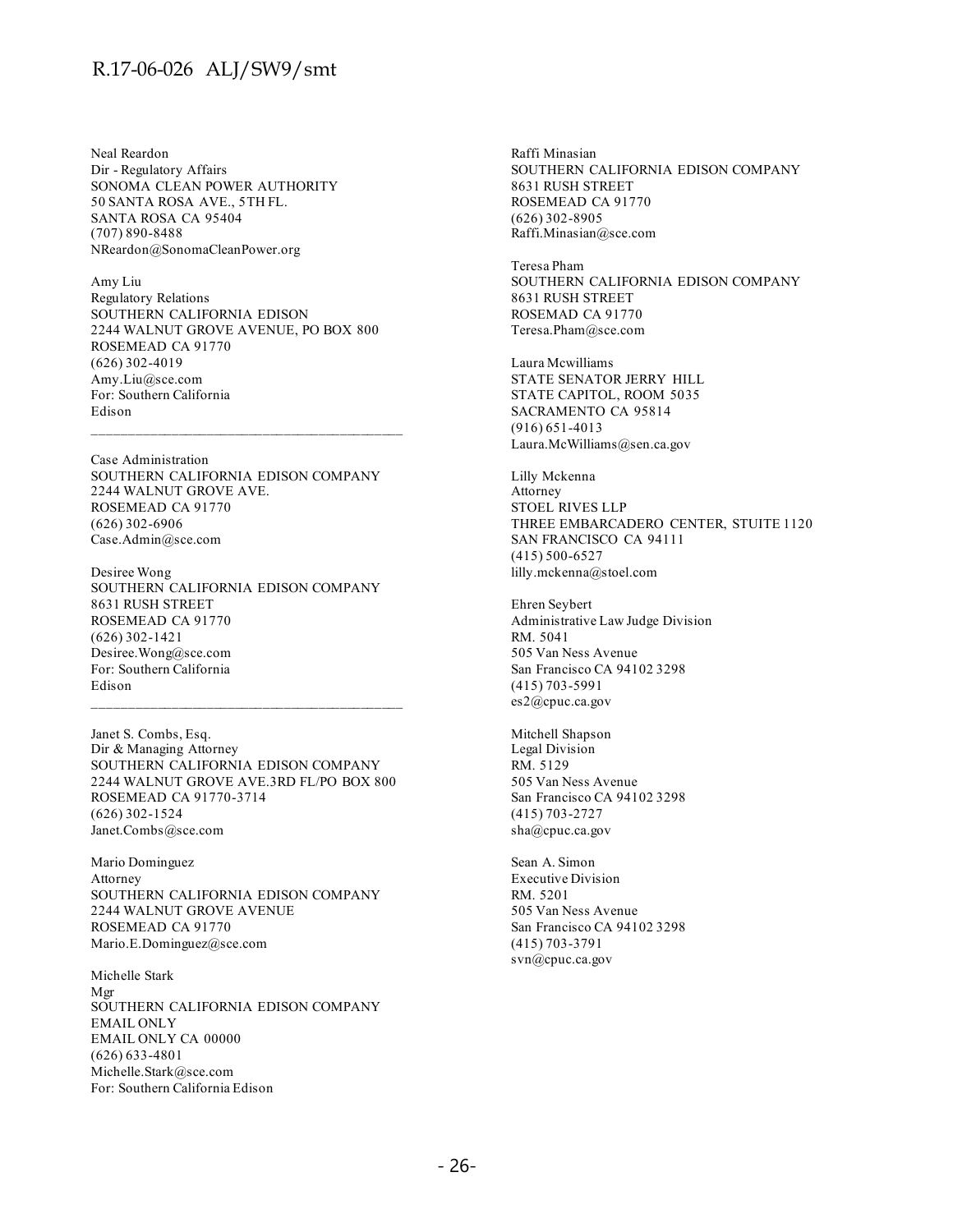Neal Reardon
Dir - Regulatory Affairs
SONOMA CLEAN POWER AUTHORITY
50 SANTA ROSA AVE., 5TH FL.
SANTA ROSA CA 95404
(707) 890-8488
NReardon@SonomaCleanPower.org

Amy Liu
Regulatory Relations
SOUTHERN CALIFORNIA EDISON
2244 WALNUT GROVE AVENUE, PO BOX 800
ROSEMEAD CA 91770
(626) 302-4019
Amy.Liu@sce.com
For: Southern California
Edison

---

Case Administration
SOUTHERN CALIFORNIA EDISON COMPANY
2244 WALNUT GROVE AVE.
ROSEMEAD CA 91770
(626) 302-6906
Case.Admin@sce.com

Desiree Wong
SOUTHERN CALIFORNIA EDISON COMPANY
8631 RUSH STREET
ROSEMEAD CA 91770
(626) 302-1421
Desiree.Wong@sce.com
For: Southern California
Edison

---

Janet S. Combs, Esq.
Dir & Managing Attorney
SOUTHERN CALIFORNIA EDISON COMPANY
2244 WALNUT GROVE AVE.3RD FL/PO BOX 800
ROSEMEAD CA 91770-3714
(626) 302-1524
Janet.Combs@sce.com

Mario Dominguez
Attorney
SOUTHERN CALIFORNIA EDISON COMPANY
2244 WALNUT GROVE AVENUE
ROSEMEAD CA 91770
Mario.E.Dominguez@sce.com

Michelle Stark
Mgr
SOUTHERN CALIFORNIA EDISON COMPANY
EMAIL ONLY
EMAIL ONLY CA 00000
(626) 633-4801
Michelle.Stark@sce.com
For: Southern California Edison

Raffi Minasian
SOUTHERN CALIFORNIA EDISON COMPANY
8631 RUSH STREET
ROSEMEAD CA 91770
(626) 302-8905
Raffi.Minasian@sce.com

Teresa Pham
SOUTHERN CALIFORNIA EDISON COMPANY
8631 RUSH STREET
ROSEMAD CA 91770
Teresa.Pham@sce.com

Laura Mcwilliams
STATE SENATOR JERRY HILL
STATE CAPITOL, ROOM 5035
SACRAMENTO CA 95814
(916) 651-4013
Laura.McWilliams@sen.ca.gov

Lilly Mckenna
Attorney
STOEL RIVES LLP
THREE EMBARCADERO CENTER, STUITE 1120
SAN FRANCISCO CA 94111
(415) 500-6527
lilly.mckenna@stoel.com

Ehren Seybert
Administrative Law Judge Division
RM. 5041
505 Van Ness Avenue
San Francisco CA 94102 3298
(415) 703-5991
es2@cpuc.ca.gov

Mitchell Shapson
Legal Division
RM. 5129
505 Van Ness Avenue
San Francisco CA 94102 3298
(415) 703-2727
sha@cpuc.ca.gov

Sean A. Simon
Executive Division
RM. 5201
505 Van Ness Avenue
San Francisco CA 94102 3298
(415) 703-3791
svn@cpuc.ca.gov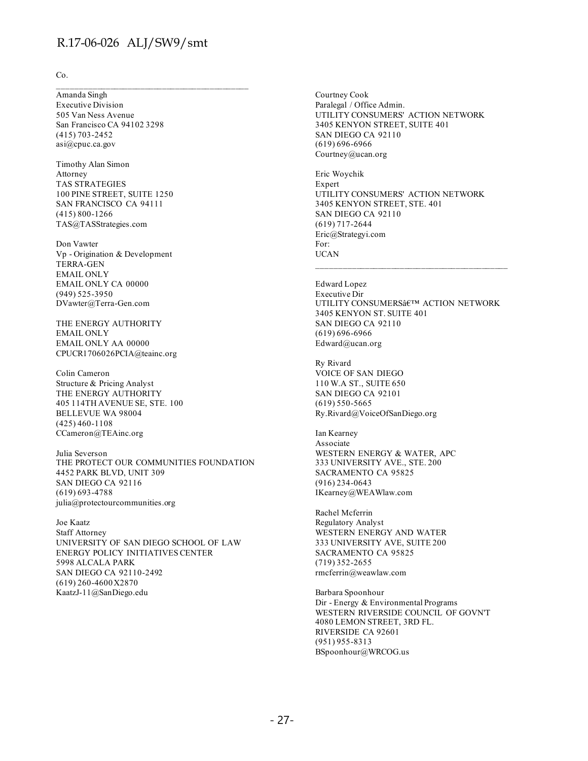Co.

________________________________________________

Amanda Singh
Executive Division
505 Van Ness Avenue
San Francisco CA 94102 3298
(415) 703-2452
asi@cpuc.ca.gov

Timothy Alan Simon
Attorney
TAS STRATEGIES
100 PINE STREET, SUITE 1250
SAN FRANCISCO CA 94111
(415) 800-1266
TAS@TASStrategies.com

Don Vawter
Vp - Origination & Development
TERRA-GEN
EMAIL ONLY
EMAIL ONLY CA 00000
(949) 525-3950
DVawter@Terra-Gen.com

THE ENERGY AUTHORITY
EMAIL ONLY
EMAIL ONLY AA 00000
CPUCR1706026PCIA@teainc.org

Colin Cameron
Structure & Pricing Analyst
THE ENERGY AUTHORITY
405 114TH AVENUE SE, STE. 100
BELLEVUE WA 98004
(425) 460-1108
CCameron@TEAinc.org

Julia Severson
THE PROTECT OUR COMMUNITIES FOUNDATION
4452 PARK BLVD, UNIT 309
SAN DIEGO CA 92116
(619) 693-4788
julia@protectourcommunities.org

Joe Kaatz
Staff Attorney
UNIVERSITY OF SAN DIEGO SCHOOL OF LAW
ENERGY POLICY INITIATIVES CENTER
5998 ALCALA PARK
SAN DIEGO CA 92110-2492
(619) 260-4600 X2870
KaatzJ-11@SanDiego.edu

Courtney Cook
Paralegal / Office Admin.
UTILITY CONSUMERS' ACTION NETWORK
3405 KENYON STREET, SUITE 401
SAN DIEGO CA 92110
(619) 696-6966
Courtney@ucan.org

Eric Woychik
Expert
UTILITY CONSUMERS' ACTION NETWORK
3405 KENYON STREET, STE. 401
SAN DIEGO CA 92110
(619) 717-2644
Eric@Strategyi.com
For:
UCAN

________________________________________________

Edward Lopez
Executive Dir
UTILITY CONSUMERSâ€™ ACTION NETWORK
3405 KENYON ST. SUITE 401
SAN DIEGO CA 92110
(619) 696-6966
Edward@ucan.org

Ry Rivard
VOICE OF SAN DIEGO
110 W.A ST., SUITE 650
SAN DIEGO CA 92101
(619) 550-5665
Ry.Rivard@VoiceOfSanDiego.org

Ian Kearney
Associate
WESTERN ENERGY & WATER, APC
333 UNIVERSITY AVE., STE. 200
SACRAMENTO CA 95825
(916) 234-0643
IKearney@WEAWlaw.com

Rachel Mcferrin
Regulatory Analyst
WESTERN ENERGY AND WATER
333 UNIVERSITY AVE, SUITE 200
SACRAMENTO CA 95825
(719) 352-2655
rmcferrin@weawlaw.com

Barbara Spoonhour
Dir - Energy & Environmental Programs
WESTERN RIVERSIDE COUNCIL OF GOVN'T
4080 LEMON STREET, 3RD FL.
RIVERSIDE CA 92601
(951) 955-8313
BSpoonhour@WRCOG.us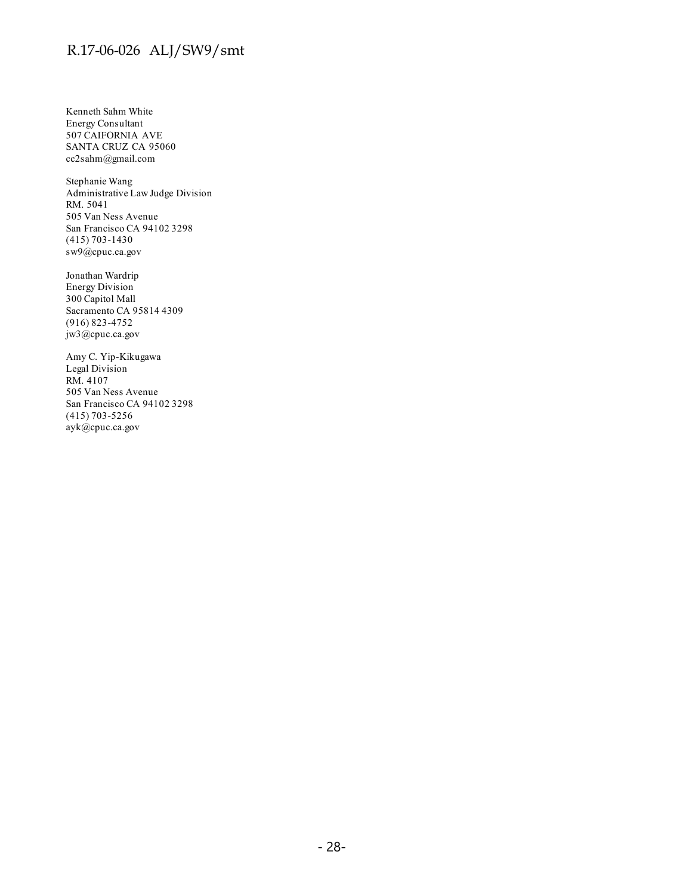Kenneth Sahm White
Energy Consultant
507 CAIFORNIA AVE
SANTA CRUZ CA 95060
cc2sahm@gmail.com

Stephanie Wang
Administrative Law Judge Division
RM. 5041
505 Van Ness Avenue
San Francisco CA 94102 3298
(415) 703-1430
sw9@cpuc.ca.gov

Jonathan Wardrip
Energy Division
300 Capitol Mall
Sacramento CA 95814 4309
(916) 823-4752
jw3@cpuc.ca.gov

Amy C. Yip-Kikugawa
Legal Division
RM. 4107
505 Van Ness Avenue
San Francisco CA 94102 3298
(415) 703-5256
ayk@cpuc.ca.gov